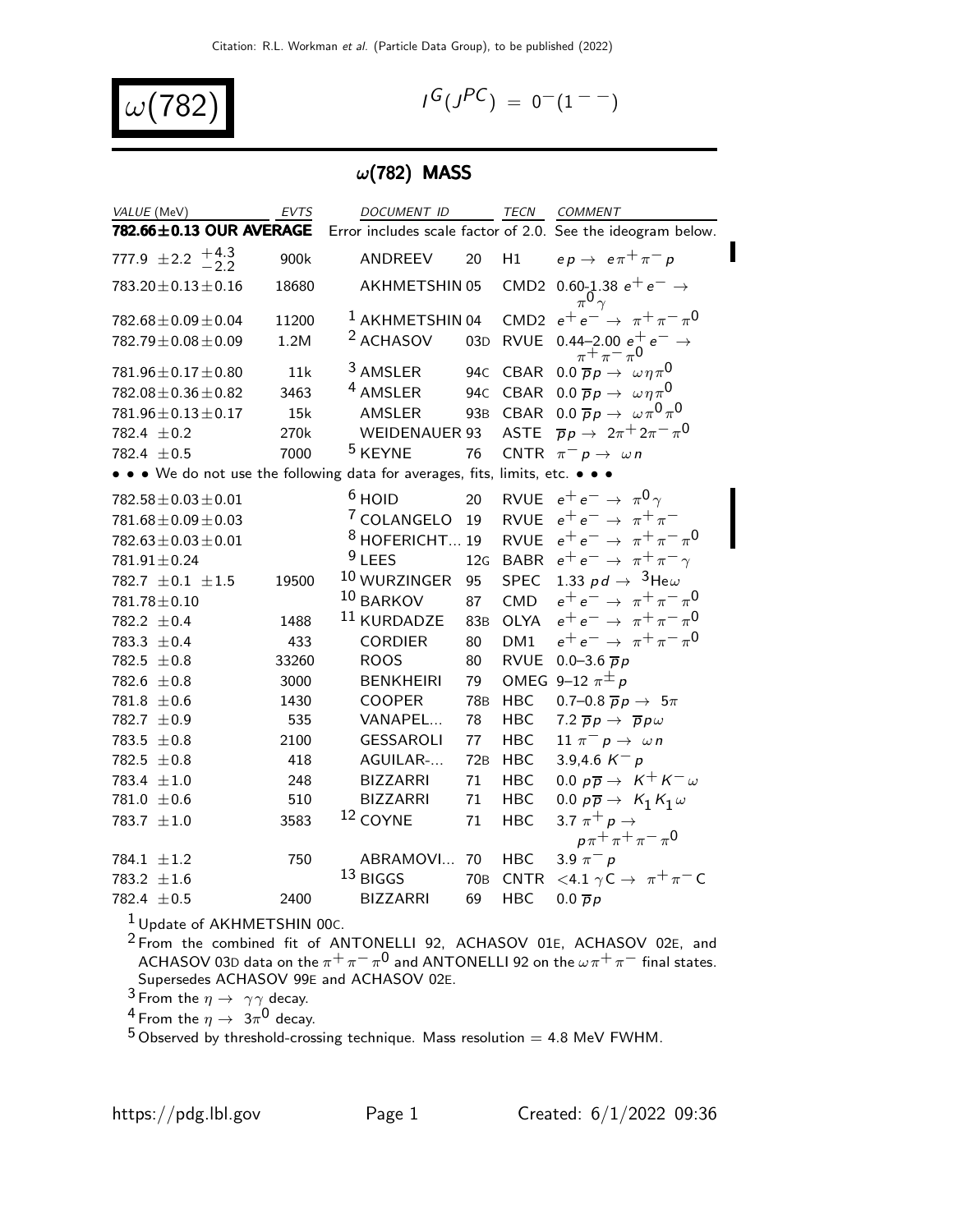Citation: R.L. Workman *et al.* (Particle Data Group), to be published (2022)

# $\omega(782)$

$I^G(J^{PC}) = 0^-(1^{--})$

## $\omega$(782) MASS

| VALUE (MeV) | EVTS | DOCUMENT ID | | TECN | COMMENT |
|---|---|---|---|---|---|
| **782.66±0.13 OUR AVERAGE** | | Error includes scale factor of 2.0. See the ideogram below. | | | |
| $777.9 \pm 2.2 \ ^{+4.3}_{-2.2}$ | 900k | ANDREEV | 20 | H1 | $e p \rightarrow e \pi^+ \pi^- p$ |
| $783.20 \pm 0.13 \pm 0.16$ | 18680 | AKHMETSHIN 05 | | CMD2 | 0.60–1.38 $e^+ e^- \rightarrow \pi^0 \gamma$ |
| $782.68 \pm 0.09 \pm 0.04$ | 11200 | [1] AKHMETSHIN 04 | | CMD2 | $e^+ e^- \rightarrow \pi^+ \pi^- \pi^0$ |
| $782.79 \pm 0.08 \pm 0.09$ | 1.2M | [2] ACHASOV | 03D | RVUE | 0.44–2.00 $e^+ e^- \rightarrow \pi^+ \pi^- \pi^0$ |
| $781.96 \pm 0.17 \pm 0.80$ | 11k | [3] AMSLER | 94C | CBAR | 0.0 $\overline{p} p \rightarrow \omega \eta \pi^0$ |
| $782.08 \pm 0.36 \pm 0.82$ | 3463 | [4] AMSLER | 94C | CBAR | 0.0 $\overline{p} p \rightarrow \omega \eta \pi^0$ |
| $781.96 \pm 0.13 \pm 0.17$ | 15k | AMSLER | 93B | CBAR | 0.0 $\overline{p} p \rightarrow \omega \pi^0 \pi^0$ |
| $782.4 \pm 0.2$ | 270k | WEIDENAUER 93 | | ASTE | $\overline{p} p \rightarrow 2\pi^+ 2\pi^- \pi^0$ |
| $782.4 \pm 0.5$ | 7000 | [5] KEYNE | 76 | CNTR | $\pi^- p \rightarrow \omega n$ |
| • • • We do not use the following data for averages, fits, limits, etc. • • • | | | | | |
| $782.58 \pm 0.03 \pm 0.01$ | | [6] HOID | 20 | RVUE | $e^+ e^- \rightarrow \pi^0 \gamma$ |
| $781.68 \pm 0.09 \pm 0.03$ | | [7] COLANGELO | 19 | RVUE | $e^+ e^- \rightarrow \pi^+ \pi^-$ |
| $782.63 \pm 0.03 \pm 0.01$ | | [8] HOFERICHT... | 19 | RVUE | $e^+ e^- \rightarrow \pi^+ \pi^- \pi^0$ |
| $781.91 \pm 0.24$ | | [9] LEES | 12G | BABR | $e^+ e^- \rightarrow \pi^+ \pi^- \gamma$ |
| $782.7 \pm 0.1 \pm 1.5$ | 19500 | [10] WURZINGER | 95 | SPEC | 1.33 $p d \rightarrow {}^3\text{He}\omega$ |
| $781.78 \pm 0.10$ | | [10] BARKOV | 87 | CMD | $e^+ e^- \rightarrow \pi^+ \pi^- \pi^0$ |
| $782.2 \pm 0.4$ | 1488 | [11] KURDADZE | 83B | OLYA | $e^+ e^- \rightarrow \pi^+ \pi^- \pi^0$ |
| $783.3 \pm 0.4$ | 433 | CORDIER | 80 | DM1 | $e^+ e^- \rightarrow \pi^+ \pi^- \pi^0$ |
| $782.5 \pm 0.8$ | 33260 | ROOS | 80 | RVUE | 0.0–3.6 $\overline{p} p$ |
| $782.6 \pm 0.8$ | 3000 | BENKHEIRI | 79 | OMEG | 9–12 $\pi^{\pm} p$ |
| $781.8 \pm 0.6$ | 1430 | COOPER | 78B | HBC | 0.7–0.8 $\overline{p} p \rightarrow 5\pi$ |
| $782.7 \pm 0.9$ | 535 | VANAPEL... | 78 | HBC | 7.2 $\overline{p} p \rightarrow \overline{p} p \omega$ |
| $783.5 \pm 0.8$ | 2100 | GESSAROLI | 77 | HBC | 11 $\pi^- p \rightarrow \omega n$ |
| $782.5 \pm 0.8$ | 418 | AGUILAR-... | 72B | HBC | 3.9,4.6 $K^- p$ |
| $783.4 \pm 1.0$ | 248 | BIZZARRI | 71 | HBC | 0.0 $p \overline{p} \rightarrow K^+ K^- \omega$ |
| $781.0 \pm 0.6$ | 510 | BIZZARRI | 71 | HBC | 0.0 $p \overline{p} \rightarrow K_1 K_1 \omega$ |
| $783.7 \pm 1.0$ | 3583 | [12] COYNE | 71 | HBC | 3.7 $\pi^+ p \rightarrow p \pi^+ \pi^+ \pi^- \pi^0$ |
| $784.1 \pm 1.2$ | 750 | ABRAMOVI... | 70 | HBC | 3.9 $\pi^- p$ |
| $783.2 \pm 1.6$ | | [13] BIGGS | 70B | CNTR | <4.1 $\gamma \text{C} \rightarrow \pi^+ \pi^- \text{C}$ |
| $782.4 \pm 0.5$ | 2400 | BIZZARRI | 69 | HBC | 0.0 $\overline{p} p$ |

[1] Update of AKHMETSHIN 00C.

[2] From the combined fit of ANTONELLI 92, ACHASOV 01E, ACHASOV 02E, and ACHASOV 03D data on the $\pi^+ \pi^- \pi^0$ and ANTONELLI 92 on the $\omega \pi^+ \pi^-$ final states. Supersedes ACHASOV 99E and ACHASOV 02E.

[3] From the $\eta \rightarrow \gamma \gamma$ decay.

[4] From the $\eta \rightarrow 3\pi^0$ decay.

[5] Observed by threshold-crossing technique. Mass resolution = 4.8 MeV FWHM.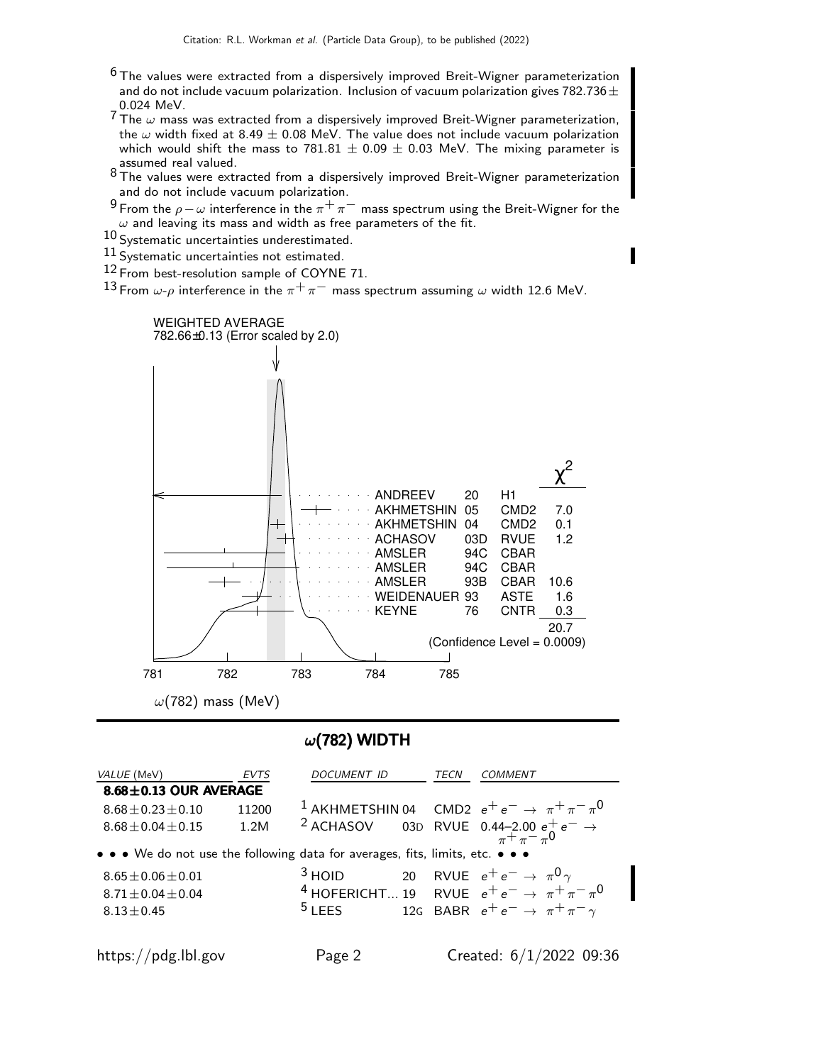[6] The values were extracted from a dispersively improved Breit-Wigner parameterization and do not include vacuum polarization. Inclusion of vacuum polarization gives 782.736 ± 0.024 MeV.

[7] The $\omega$ mass was extracted from a dispersively improved Breit-Wigner parameterization, the $\omega$ width fixed at 8.49 ± 0.08 MeV. The value does not include vacuum polarization which would shift the mass to 781.81 ± 0.09 ± 0.03 MeV. The mixing parameter is assumed real valued.

[8] The values were extracted from a dispersively improved Breit-Wigner parameterization and do not include vacuum polarization.

[9] From the $\rho-\omega$ interference in the $\pi^+\pi^-$ mass spectrum using the Breit-Wigner for the $\omega$ and leaving its mass and width as free parameters of the fit.

[10] Systematic uncertainties underestimated.

[11] Systematic uncertainties not estimated.

[12] From best-resolution sample of COYNE 71.

[13] From $\omega$-$\rho$ interference in the $\pi^+\pi^-$ mass spectrum assuming $\omega$ width 12.6 MeV.

WEIGHTED AVERAGE
782.66±0.13 (Error scaled by 2.0)

| | | | $\chi^2$ |
|---|---|---|---|
| ANDREEV | 20 | H1 | |
| AKHMETSHIN | 05 | CMD2 | 7.0 |
| AKHMETSHIN | 04 | CMD2 | 0.1 |
| ACHASOV | 03D | RVUE | 1.2 |
| AMSLER | 94C | CBAR | |
| AMSLER | 94C | CBAR | |
| AMSLER | 93B | CBAR | 10.6 |
| WEIDENAUER | 93 | ASTE | 1.6 |
| KEYNE | 76 | CNTR | 0.3 |
| | | | 20.7 |

(Confidence Level = 0.0009)

$\omega(782)$ mass (MeV)

## $\omega$(782) WIDTH

| VALUE (MeV) | EVTS | DOCUMENT ID | | TECN | COMMENT |
|---|---|---|---|---|---|
| **8.68±0.13 OUR AVERAGE** | | | | | |
| 8.68±0.23±0.10 | 11200 | [1] AKHMETSHIN | 04 | CMD2 | $e^+e^- \rightarrow \pi^+\pi^-\pi^0$ |
| 8.68±0.04±0.15 | 1.2M | [2] ACHASOV | 03D | RVUE | 0.44–2.00 $e^+e^- \rightarrow \pi^+\pi^-\pi^0$ |
| • • • We do not use the following data for averages, fits, limits, etc. • • • | | | | | |
| 8.65±0.06±0.01 | | [3] HOID | 20 | RVUE | $e^+e^- \rightarrow \pi^0\gamma$ |
| 8.71±0.04±0.04 | | [4] HOFERICHT... | 19 | RVUE | $e^+e^- \rightarrow \pi^+\pi^-\pi^0$ |
| 8.13±0.45 | | [5] LEES | 12G | BABR | $e^+e^- \rightarrow \pi^+\pi^-\gamma$ |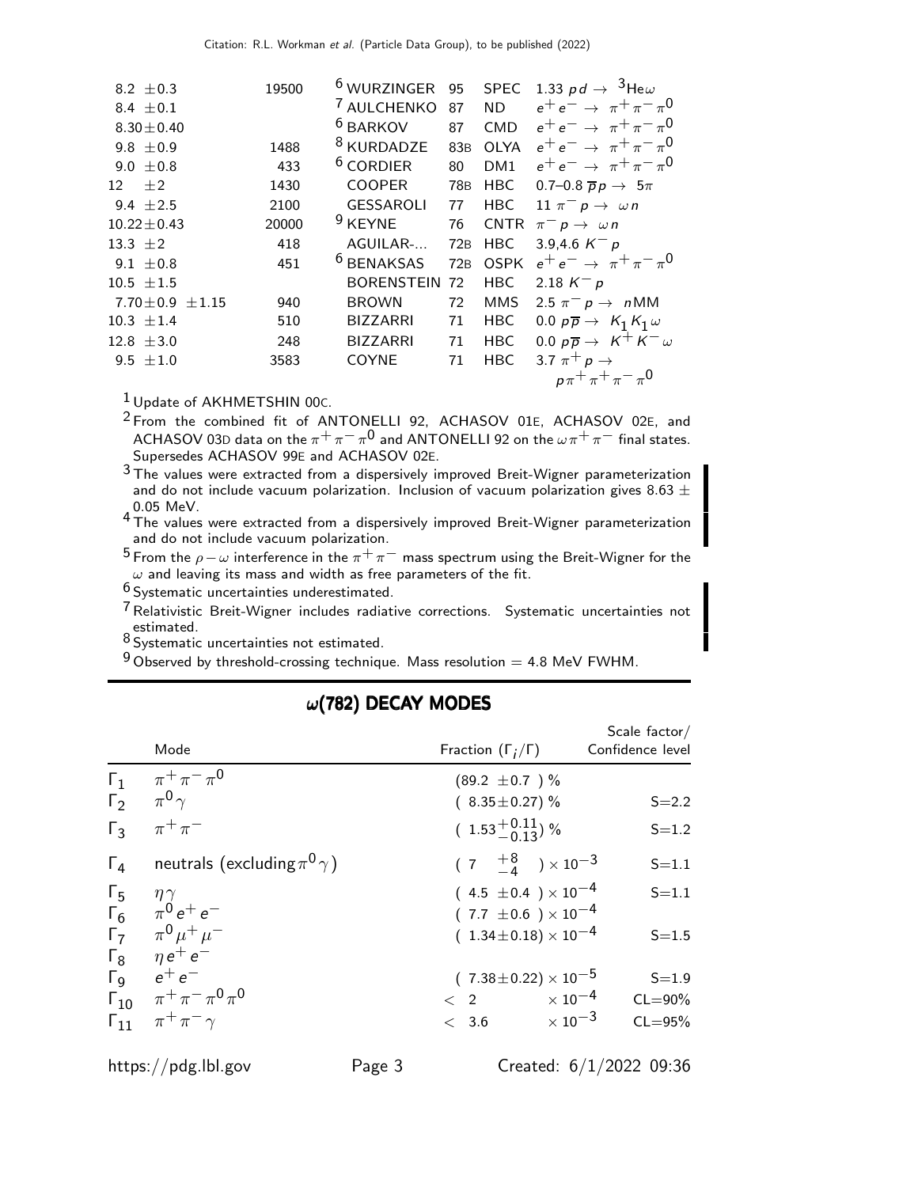| VALUE (MeV) | EVTS | DOCUMENT ID | | TECN | COMMENT |
|---|---|---|---|---|---|
| $8.2 \pm 0.3$ | 19500 | [6] WURZINGER | 95 | SPEC | $1.33\ pd \rightarrow\ ^3\text{He}\omega$ |
| $8.4 \pm 0.1$ | | [7] AULCHENKO | 87 | ND | $e^+e^- \rightarrow \pi^+\pi^-\pi^0$ |
| $8.30 \pm 0.40$ | | [6] BARKOV | 87 | CMD | $e^+e^- \rightarrow \pi^+\pi^-\pi^0$ |
| $9.8 \pm 0.9$ | 1488 | [8] KURDADZE | 83B | OLYA | $e^+e^- \rightarrow \pi^+\pi^-\pi^0$ |
| $9.0 \pm 0.8$ | 433 | [6] CORDIER | 80 | DM1 | $e^+e^- \rightarrow \pi^+\pi^-\pi^0$ |
| $12 \pm 2$ | 1430 | COOPER | 78B | HBC | 0.7–0.8 $\overline{p}p \rightarrow 5\pi$ |
| $9.4 \pm 2.5$ | 2100 | GESSAROLI | 77 | HBC | $11\ \pi^- p \rightarrow \omega n$ |
| $10.22 \pm 0.43$ | 20000 | [9] KEYNE | 76 | CNTR | $\pi^- p \rightarrow \omega n$ |
| $13.3 \pm 2$ | 418 | AGUILAR-... | 72B | HBC | 3.9,4.6 $K^- p$ |
| $9.1 \pm 0.8$ | 451 | [6] BENAKSAS | 72B | OSPK | $e^+e^- \rightarrow \pi^+\pi^-\pi^0$ |
| $10.5 \pm 1.5$ | | BORENSTEIN | 72 | HBC | 2.18 $K^- p$ |
| $7.70 \pm 0.9 \pm 1.15$ | 940 | BROWN | 72 | MMS | $2.5\ \pi^- p \rightarrow n\text{MM}$ |
| $10.3 \pm 1.4$ | 510 | BIZZARRI | 71 | HBC | $0.0\ p\overline{p} \rightarrow K_1 K_1 \omega$ |
| $12.8 \pm 3.0$ | 248 | BIZZARRI | 71 | HBC | $0.0\ p\overline{p} \rightarrow K^+ K^- \omega$ |
| $9.5 \pm 1.0$ | 3583 | COYNE | 71 | HBC | $3.7\ \pi^+ p \rightarrow p\pi^+\pi^+\pi^-\pi^0$ |

[1] Update of AKHMETSHIN 00C.

[2] From the combined fit of ANTONELLI 92, ACHASOV 01E, ACHASOV 02E, and ACHASOV 03D data on the $\pi^+\pi^-\pi^0$ and ANTONELLI 92 on the $\omega\pi^+\pi^-$ final states. Supersedes ACHASOV 99E and ACHASOV 02E.

[3] The values were extracted from a dispersively improved Breit-Wigner parameterization and do not include vacuum polarization. Inclusion of vacuum polarization gives $8.63 \pm 0.05$ MeV.

[4] The values were extracted from a dispersively improved Breit-Wigner parameterization and do not include vacuum polarization.

[5] From the $\rho-\omega$ interference in the $\pi^+\pi^-$ mass spectrum using the Breit-Wigner for the $\omega$ and leaving its mass and width as free parameters of the fit.

[6] Systematic uncertainties underestimated.

[7] Relativistic Breit-Wigner includes radiative corrections. Systematic uncertainties not estimated.

[8] Systematic uncertainties not estimated.

[9] Observed by threshold-crossing technique. Mass resolution = 4.8 MeV FWHM.

## ω(782) DECAY MODES

| | Mode | Fraction ($\Gamma_i/\Gamma$) | Scale factor/ Confidence level |
|---|---|---|---|
| $\Gamma_1$ | $\pi^+\pi^-\pi^0$ | $(89.2 \pm 0.7)$ % | |
| $\Gamma_2$ | $\pi^0\gamma$ | $(8.35 \pm 0.27)$ % | S=2.2 |
| $\Gamma_3$ | $\pi^+\pi^-$ | $(1.53^{+0.11}_{-0.13})$ % | S=1.2 |
| $\Gamma_4$ | neutrals (excluding $\pi^0\gamma$) | $(7\ {}^{+8}_{-4}) \times 10^{-3}$ | S=1.1 |
| $\Gamma_5$ | $\eta\gamma$ | $(4.5 \pm 0.4) \times 10^{-4}$ | S=1.1 |
| $\Gamma_6$ | $\pi^0 e^+ e^-$ | $(7.7 \pm 0.6) \times 10^{-4}$ | |
| $\Gamma_7$ | $\pi^0\mu^+\mu^-$ | $(1.34 \pm 0.18) \times 10^{-4}$ | S=1.5 |
| $\Gamma_8$ | $\eta e^+ e^-$ | | |
| $\Gamma_9$ | $e^+e^-$ | $(7.38 \pm 0.22) \times 10^{-5}$ | S=1.9 |
| $\Gamma_{10}$ | $\pi^+\pi^-\pi^0\pi^0$ | $< 2 \times 10^{-4}$ | CL=90% |
| $\Gamma_{11}$ | $\pi^+\pi^-\gamma$ | $< 3.6 \times 10^{-3}$ | CL=95% |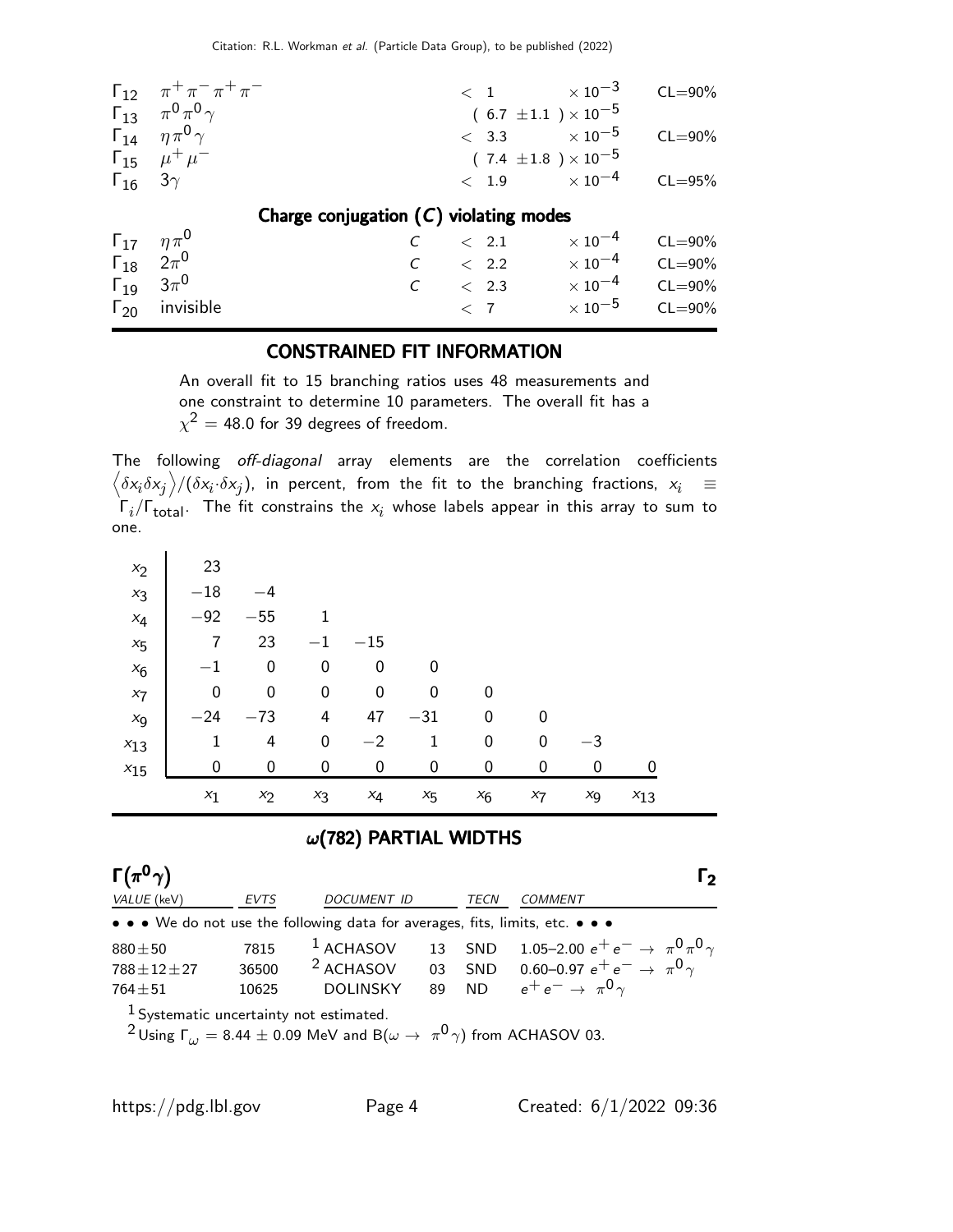| | Mode | | Fraction ($\Gamma_i/\Gamma$) | Confidence level |
|---|---|---|---|---|
| $\Gamma_{12}$ | $\pi^+\pi^-\pi^+\pi^-$ | | $< 1 \times 10^{-3}$ | CL=90% |
| $\Gamma_{13}$ | $\pi^0\pi^0\gamma$ | | $(6.7 \pm 1.1) \times 10^{-5}$ | |
| $\Gamma_{14}$ | $\eta\pi^0\gamma$ | | $< 3.3 \times 10^{-5}$ | CL=90% |
| $\Gamma_{15}$ | $\mu^+\mu^-$ | | $(7.4 \pm 1.8) \times 10^{-5}$ | |
| $\Gamma_{16}$ | $3\gamma$ | | $< 1.9 \times 10^{-4}$ | CL=95% |

### Charge conjugation ($C$) violating modes

| | Mode | | Fraction ($\Gamma_i/\Gamma$) | Confidence level |
|---|---|---|---|---|
| $\Gamma_{17}$ | $\eta\pi^0$ | $C$ | $< 2.1 \times 10^{-4}$ | CL=90% |
| $\Gamma_{18}$ | $2\pi^0$ | $C$ | $< 2.2 \times 10^{-4}$ | CL=90% |
| $\Gamma_{19}$ | $3\pi^0$ | $C$ | $< 2.3 \times 10^{-4}$ | CL=90% |
| $\Gamma_{20}$ | invisible | | $< 7 \times 10^{-5}$ | CL=90% |

## CONSTRAINED FIT INFORMATION

An overall fit to 15 branching ratios uses 48 measurements and one constraint to determine 10 parameters. The overall fit has a $\chi^2 = 48.0$ for 39 degrees of freedom.

The following *off-diagonal* array elements are the correlation coefficients $\left\langle\delta x_i \delta x_j\right\rangle/(\delta x_i \cdot \delta x_j)$, in percent, from the fit to the branching fractions, $x_i \equiv \Gamma_i/\Gamma_{\text{total}}$. The fit constrains the $x_i$ whose labels appear in this array to sum to one.

| | | | | | | | | | |
|---|---|---|---|---|---|---|---|---|---|
| $x_2$ | 23 | | | | | | | | |
| $x_3$ | −18 | −4 | | | | | | | |
| $x_4$ | −92 | −55 | 1 | | | | | | |
| $x_5$ | 7 | 23 | −1 | −15 | | | | | |
| $x_6$ | −1 | 0 | 0 | 0 | 0 | | | | |
| $x_7$ | 0 | 0 | 0 | 0 | 0 | 0 | | | |
| $x_9$ | −24 | −73 | 4 | 47 | −31 | 0 | 0 | | |
| $x_{13}$ | 1 | 4 | 0 | −2 | 1 | 0 | 0 | −3 | |
| $x_{15}$ | 0 | 0 | 0 | 0 | 0 | 0 | 0 | 0 | 0 |
| | $x_1$ | $x_2$ | $x_3$ | $x_4$ | $x_5$ | $x_6$ | $x_7$ | $x_9$ | $x_{13}$ |

## $\omega$(782) PARTIAL WIDTHS

### $\Gamma(\pi^0\gamma)$ — $\Gamma_2$

| VALUE (keV) | EVTS | DOCUMENT ID | | TECN | COMMENT |
|---|---|---|---|---|---|
| • • • We do not use the following data for averages, fits, limits, etc. • • • | | | | | |
| $880 \pm 50$ | 7815 | [1] ACHASOV | 13 | SND | 1.05–2.00 $e^+e^- \rightarrow \pi^0\pi^0\gamma$ |
| $788 \pm 12 \pm 27$ | 36500 | [2] ACHASOV | 03 | SND | 0.60–0.97 $e^+e^- \rightarrow \pi^0\gamma$ |
| $764 \pm 51$ | 10625 | DOLINSKY | 89 | ND | $e^+e^- \rightarrow \pi^0\gamma$ |

[1] Systematic uncertainty not estimated.

[2] Using $\Gamma_\omega = 8.44 \pm 0.09$ MeV and B($\omega \rightarrow \pi^0\gamma$) from ACHASOV 03.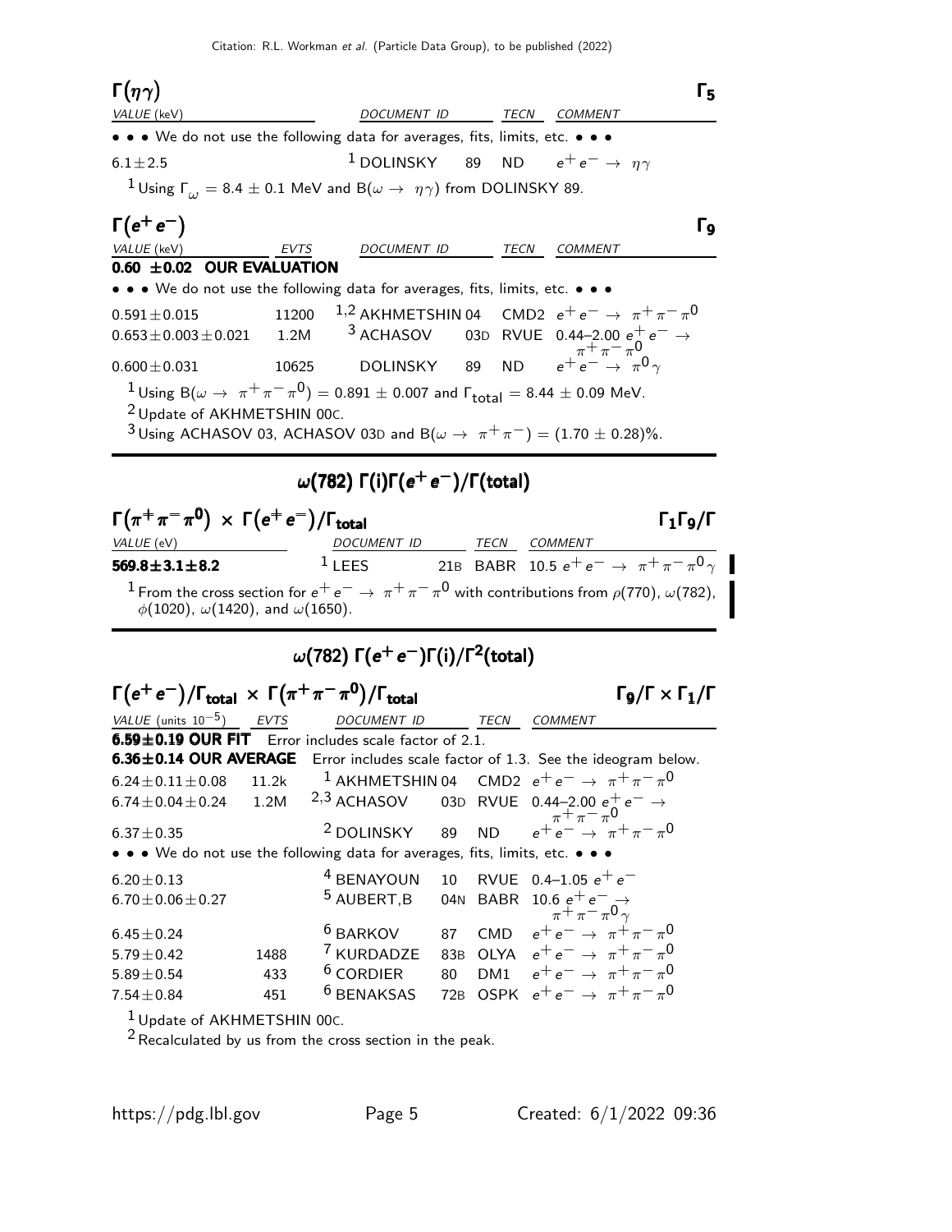### $\Gamma(\eta\gamma)$ — $\Gamma_5$

| VALUE (keV) | DOCUMENT ID | | TECN | COMMENT |
|---|---|---|---|---|
| • • • We do not use the following data for averages, fits, limits, etc. • • • | | | | |
| $6.1 \pm 2.5$ | [1] DOLINSKY | 89 | ND | $e^+e^- \rightarrow \eta\gamma$ |

[1] Using $\Gamma_\omega = 8.4 \pm 0.1$ MeV and $B(\omega \rightarrow \eta\gamma)$ from DOLINSKY 89.

### $\Gamma(e^+e^-)$ — $\Gamma_9$

| VALUE (keV) | EVTS | DOCUMENT ID | | TECN | COMMENT |
|---|---|---|---|---|---|
| **0.60 ±0.02 OUR EVALUATION** | | | | | |
| • • • We do not use the following data for averages, fits, limits, etc. • • • | | | | | |
| $0.591 \pm 0.015$ | 11200 | [1,2] AKHMETSHIN | 04 | CMD2 | $e^+e^- \rightarrow \pi^+\pi^-\pi^0$ |
| $0.653 \pm 0.003 \pm 0.021$ | 1.2M | [3] ACHASOV | 03D | RVUE | 0.44–2.00 $e^+e^- \rightarrow \pi^+\pi^-\pi^0$ |
| $0.600 \pm 0.031$ | 10625 | DOLINSKY | 89 | ND | $e^+e^- \rightarrow \pi^0\gamma$ |

[1] Using $B(\omega \rightarrow \pi^+\pi^-\pi^0) = 0.891 \pm 0.007$ and $\Gamma_{total} = 8.44 \pm 0.09$ MeV.

[2] Update of AKHMETSHIN 00C.

[3] Using ACHASOV 03, ACHASOV 03D and $B(\omega \rightarrow \pi^+\pi^-) = (1.70 \pm 0.28)\%$.

## $\omega(782)$ $\Gamma(i)\Gamma(e^+e^-)/\Gamma(\text{total})$

### $\Gamma(\pi^+\pi^-\pi^0) \times \Gamma(e^+e^-)/\Gamma_{total}$ — $\Gamma_1\Gamma_9/\Gamma$

| VALUE (eV) | DOCUMENT ID | | TECN | COMMENT |
|---|---|---|---|---|
| **569.8±3.1±8.2** | [1] LEES | 21B | BABR | 10.5 $e^+e^- \rightarrow \pi^+\pi^-\pi^0\gamma$ |

[1] From the cross section for $e^+e^- \rightarrow \pi^+\pi^-\pi^0$ with contributions from $\rho(770)$, $\omega(782)$, $\phi(1020)$, $\omega(1420)$, and $\omega(1650)$.

## $\omega(782)$ $\Gamma(e^+e^-)\Gamma(i)/\Gamma^2(\text{total})$

### $\Gamma(e^+e^-)/\Gamma_{total} \times \Gamma(\pi^+\pi^-\pi^0)/\Gamma_{total}$ — $\Gamma_9/\Gamma \times \Gamma_1/\Gamma$

| VALUE (units $10^{-5}$) | EVTS | DOCUMENT ID | | TECN | COMMENT |
|---|---|---|---|---|---|
| **6.59±0.19 OUR FIT** | Error includes scale factor of 2.1. | | | | |
| **6.36±0.14 OUR AVERAGE** | Error includes scale factor of 1.3. See the ideogram below. | | | | |
| $6.24 \pm 0.11 \pm 0.08$ | 11.2k | [1] AKHMETSHIN | 04 | CMD2 | $e^+e^- \rightarrow \pi^+\pi^-\pi^0$ |
| $6.74 \pm 0.04 \pm 0.24$ | 1.2M | [2,3] ACHASOV | 03D | RVUE | 0.44–2.00 $e^+e^- \rightarrow \pi^+\pi^-\pi^0$ |
| $6.37 \pm 0.35$ | | [2] DOLINSKY | 89 | ND | $e^+e^- \rightarrow \pi^+\pi^-\pi^0$ |
| • • • We do not use the following data for averages, fits, limits, etc. • • • | | | | | |
| $6.20 \pm 0.13$ | | [4] BENAYOUN | 10 | RVUE | 0.4–1.05 $e^+e^-$ |
| $6.70 \pm 0.06 \pm 0.27$ | | [5] AUBERT,B | 04N | BABR | 10.6 $e^+e^- \rightarrow \pi^+\pi^-\pi^0\gamma$ |
| $6.45 \pm 0.24$ | | [6] BARKOV | 87 | CMD | $e^+e^- \rightarrow \pi^+\pi^-\pi^0$ |
| $5.79 \pm 0.42$ | 1488 | [7] KURDADZE | 83B | OLYA | $e^+e^- \rightarrow \pi^+\pi^-\pi^0$ |
| $5.89 \pm 0.54$ | 433 | [6] CORDIER | 80 | DM1 | $e^+e^- \rightarrow \pi^+\pi^-\pi^0$ |
| $7.54 \pm 0.84$ | 451 | [6] BENAKSAS | 72B | OSPK | $e^+e^- \rightarrow \pi^+\pi^-\pi^0$ |

[1] Update of AKHMETSHIN 00C.

[2] Recalculated by us from the cross section in the peak.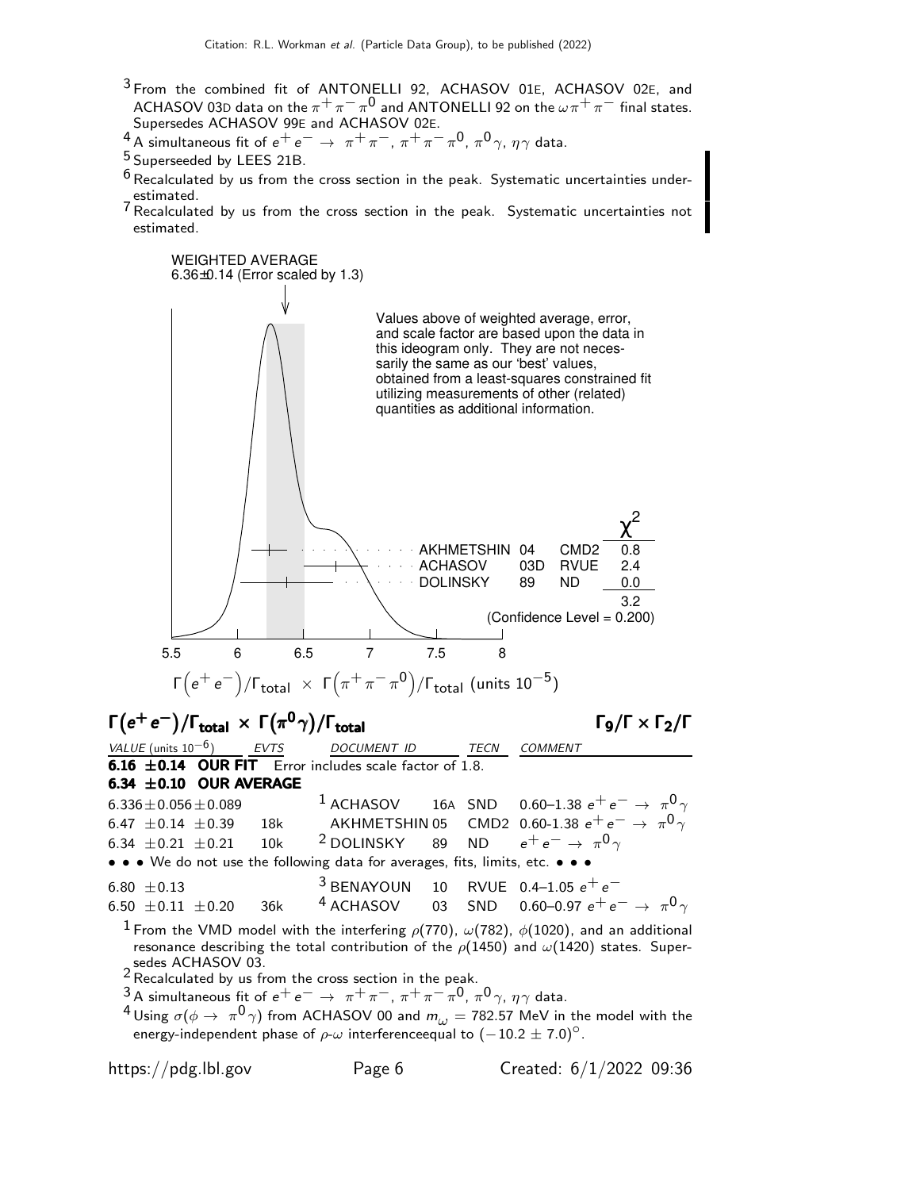[3] From the combined fit of ANTONELLI 92, ACHASOV 01E, ACHASOV 02E, and ACHASOV 03D data on the $\pi^+\pi^-\pi^0$ and ANTONELLI 92 on the $\omega\pi^+\pi^-$ final states. Supersedes ACHASOV 99E and ACHASOV 02E.

[4] A simultaneous fit of $e^+e^- \to \pi^+\pi^-$, $\pi^+\pi^-\pi^0$, $\pi^0\gamma$, $\eta\gamma$ data.

[5] Superseeded by LEES 21B.

[6] Recalculated by us from the cross section in the peak. Systematic uncertainties underestimated.

[7] Recalculated by us from the cross section in the peak. Systematic uncertainties not estimated.

WEIGHTED AVERAGE
6.36±0.14 (Error scaled by 1.3)

Values above of weighted average, error, and scale factor are based upon the data in this ideogram only. They are not necessarily the same as our 'best' values, obtained from a least-squares constrained fit utilizing measurements of other (related) quantities as additional information.

| | | | $\chi^2$ |
|---|---|---|---|
| AKHMETSHIN | 04 | CMD2 | 0.8 |
| ACHASOV | 03D | RVUE | 2.4 |
| DOLINSKY | 89 | ND | 0.0 |
| | | | 3.2 |

(Confidence Level = 0.200)

$\Gamma\left(e^+e^-\right)/\Gamma_{\rm total} \times \Gamma\left(\pi^+\pi^-\pi^0\right)/\Gamma_{\rm total}$ (units $10^{-5}$)

## $\Gamma(e^+e^-)/\Gamma_{\rm total} \times \Gamma(\pi^0\gamma)/\Gamma_{\rm total}$ $\qquad\qquad \Gamma_9/\Gamma \times \Gamma_2/\Gamma$

| VALUE (units $10^{-6}$) | EVTS | DOCUMENT ID | | TECN | COMMENT |
|---|---|---|---|---|---|
| **6.16 ±0.14 OUR FIT** Error includes scale factor of 1.8. | | | | | |
| **6.34 ±0.10 OUR AVERAGE** | | | | | |
| 6.336±0.056±0.089 | | [1] ACHASOV | 16A | SND | 0.60–1.38 $e^+e^- \to \pi^0\gamma$ |
| 6.47 ±0.14 ±0.39 | 18k | AKHMETSHIN | 05 | CMD2 | 0.60-1.38 $e^+e^- \to \pi^0\gamma$ |
| 6.34 ±0.21 ±0.21 | 10k | [2] DOLINSKY | 89 | ND | $e^+e^- \to \pi^0\gamma$ |
| • • • We do not use the following data for averages, fits, limits, etc. • • • | | | | | |
| 6.80 ±0.13 | | [3] BENAYOUN | 10 | RVUE | 0.4–1.05 $e^+e^-$ |
| 6.50 ±0.11 ±0.20 | 36k | [4] ACHASOV | 03 | SND | 0.60–0.97 $e^+e^- \to \pi^0\gamma$ |

[1] From the VMD model with the interfering $\rho(770)$, $\omega(782)$, $\phi(1020)$, and an additional resonance describing the total contribution of the $\rho(1450)$ and $\omega(1420)$ states. Supersedes ACHASOV 03.

[2] Recalculated by us from the cross section in the peak.

[3] A simultaneous fit of $e^+e^- \to \pi^+\pi^-$, $\pi^+\pi^-\pi^0$, $\pi^0\gamma$, $\eta\gamma$ data.

[4] Using $\sigma(\phi \to \pi^0\gamma)$ from ACHASOV 00 and $m_\omega = 782.57$ MeV in the model with the energy-independent phase of $\rho$-$\omega$ interferenceequal to $(-10.2 \pm 7.0)^\circ$.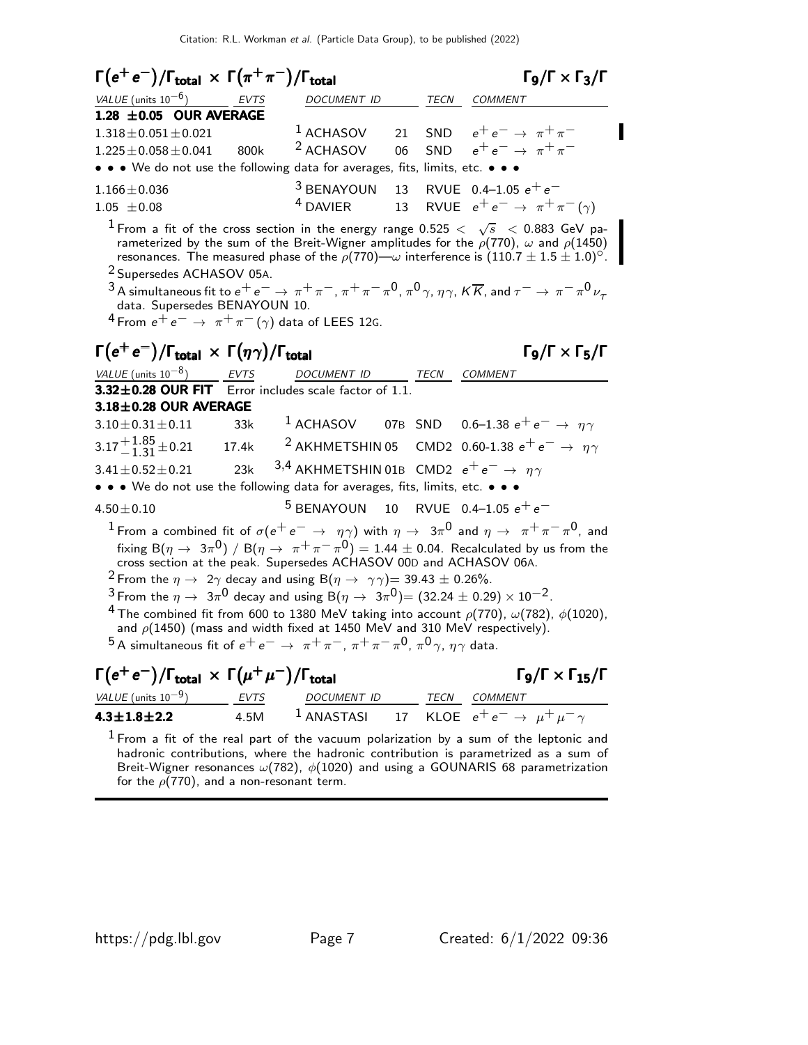## $\Gamma(e^+e^-)/\Gamma_{total} \times \Gamma(\pi^+\pi^-)/\Gamma_{total}$ $\Gamma_9/\Gamma \times \Gamma_3/\Gamma$

| VALUE (units $10^{-6}$) | EVTS | DOCUMENT ID | | TECN | COMMENT |
|---|---|---|---|---|---|
| **1.28 ±0.05 OUR AVERAGE** | | | | | |
| $1.318 \pm 0.051 \pm 0.021$ | | [1] ACHASOV | 21 | SND | $e^+e^- \rightarrow \pi^+\pi^-$ |
| $1.225 \pm 0.058 \pm 0.041$ | 800k | [2] ACHASOV | 06 | SND | $e^+e^- \rightarrow \pi^+\pi^-$ |
| • • • We do not use the following data for averages, fits, limits, etc. • • • | | | | | |
| $1.166 \pm 0.036$ | | [3] BENAYOUN | 13 | RVUE | 0.4–1.05 $e^+e^-$ |
| $1.05 \pm 0.08$ | | [4] DAVIER | 13 | RVUE | $e^+e^- \rightarrow \pi^+\pi^-(\gamma)$ |

[1] From a fit of the cross section in the energy range $0.525 < \sqrt{s} < 0.883$ GeV parameterized by the sum of the Breit-Wigner amplitudes for the $\rho(770)$, $\omega$ and $\rho(1450)$ resonances. The measured phase of the $\rho(770)$—$\omega$ interference is $(110.7 \pm 1.5 \pm 1.0)^\circ$.

[2] Supersedes ACHASOV 05A.

[3] A simultaneous fit to $e^+e^- \rightarrow \pi^+\pi^-$, $\pi^+\pi^-\pi^0$, $\pi^0\gamma$, $\eta\gamma$, $K\overline{K}$, and $\tau^- \rightarrow \pi^-\pi^0\nu_\tau$ data. Supersedes BENAYOUN 10.

[4] From $e^+e^- \rightarrow \pi^+\pi^-(\gamma)$ data of LEES 12G.

## $\Gamma(e^+e^-)/\Gamma_{total} \times \Gamma(\eta\gamma)/\Gamma_{total}$ $\Gamma_9/\Gamma \times \Gamma_5/\Gamma$

| VALUE (units $10^{-8}$) | EVTS | DOCUMENT ID | | TECN | COMMENT |
|---|---|---|---|---|---|
| **3.32±0.28 OUR FIT** Error includes scale factor of 1.1. | | | | | |
| **3.18±0.28 OUR AVERAGE** | | | | | |
| $3.10 \pm 0.31 \pm 0.11$ | 33k | [1] ACHASOV | 07B | SND | 0.6–1.38 $e^+e^- \rightarrow \eta\gamma$ |
| $3.17^{+1.85}_{-1.31} \pm 0.21$ | 17.4k | [2] AKHMETSHIN | 05 | CMD2 | 0.60-1.38 $e^+e^- \rightarrow \eta\gamma$ |
| $3.41 \pm 0.52 \pm 0.21$ | 23k | [3,4] AKHMETSHIN | 01B | CMD2 | $e^+e^- \rightarrow \eta\gamma$ |
| • • • We do not use the following data for averages, fits, limits, etc. • • • | | | | | |
| $4.50 \pm 0.10$ | | [5] BENAYOUN | 10 | RVUE | 0.4–1.05 $e^+e^-$ |

[1] From a combined fit of $\sigma(e^+e^- \rightarrow \eta\gamma)$ with $\eta \rightarrow 3\pi^0$ and $\eta \rightarrow \pi^+\pi^-\pi^0$, and fixing $B(\eta \rightarrow 3\pi^0) / B(\eta \rightarrow \pi^+\pi^-\pi^0) = 1.44 \pm 0.04$. Recalculated by us from the cross section at the peak. Supersedes ACHASOV 00D and ACHASOV 06A.

[2] From the $\eta \rightarrow 2\gamma$ decay and using $B(\eta \rightarrow \gamma\gamma) = 39.43 \pm 0.26\%$.

[3] From the $\eta \rightarrow 3\pi^0$ decay and using $B(\eta \rightarrow 3\pi^0) = (32.24 \pm 0.29) \times 10^{-2}$.

[4] The combined fit from 600 to 1380 MeV taking into account $\rho(770)$, $\omega(782)$, $\phi(1020)$, and $\rho(1450)$ (mass and width fixed at 1450 MeV and 310 MeV respectively).

[5] A simultaneous fit of $e^+e^- \rightarrow \pi^+\pi^-$, $\pi^+\pi^-\pi^0$, $\pi^0\gamma$, $\eta\gamma$ data.

## $\Gamma(e^+e^-)/\Gamma_{total} \times \Gamma(\mu^+\mu^-)/\Gamma_{total}$ $\Gamma_9/\Gamma \times \Gamma_{15}/\Gamma$

| VALUE (units $10^{-9}$) | EVTS | DOCUMENT ID | | TECN | COMMENT |
|---|---|---|---|---|---|
| **4.3±1.8±2.2** | 4.5M | [1] ANASTASI | 17 | KLOE | $e^+e^- \rightarrow \mu^+\mu^-\gamma$ |

[1] From a fit of the real part of the vacuum polarization by a sum of the leptonic and hadronic contributions, where the hadronic contribution is parametrized as a sum of Breit-Wigner resonances $\omega(782)$, $\phi(1020)$ and using a GOUNARIS 68 parametrization for the $\rho(770)$, and a non-resonant term.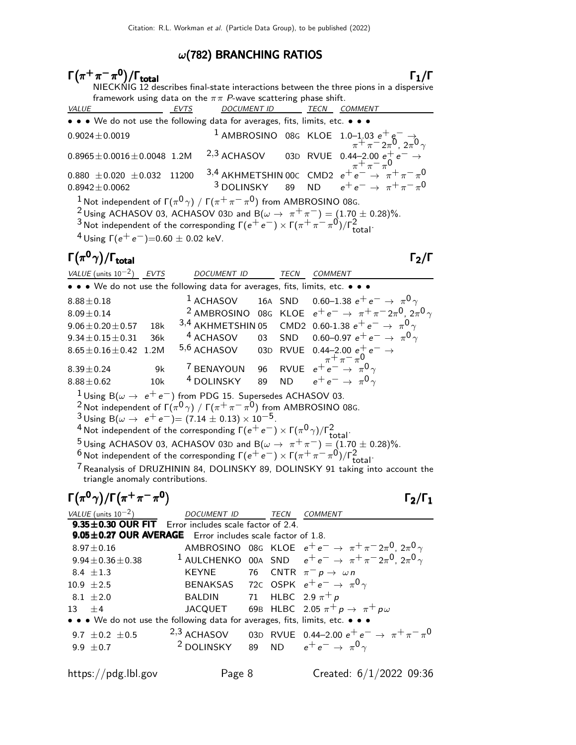## ω(782) BRANCHING RATIOS

### $\Gamma(\pi^+\pi^-\pi^0)/\Gamma_{\text{total}}$ — $\Gamma_1/\Gamma$

NIECKNIG 12 describes final-state interactions between the three pions in a dispersive framework using data on the $\pi\pi$ $P$-wave scattering phase shift.

| VALUE | EVTS | DOCUMENT ID | | TECN | COMMENT |
|---|---|---|---|---|---|
| • • • We do not use the following data for averages, fits, limits, etc. • • • | | | | | |
| $0.9024 \pm 0.0019$ | | [1] AMBROSINO | 08G | KLOE | 1.0–1.03 $e^+e^- \to \pi^+\pi^-2\pi^0$, $2\pi^0\gamma$ |
| $0.8965 \pm 0.0016 \pm 0.0048$ | 1.2M | [2,3] ACHASOV | 03D | RVUE | 0.44–2.00 $e^+e^- \to \pi^+\pi^-\pi^0$ |
| $0.880 \pm 0.020 \pm 0.032$ | 11200 | [3,4] AKHMETSHIN | 00C | CMD2 | $e^+e^- \to \pi^+\pi^-\pi^0$ |
| $0.8942 \pm 0.0062$ | | [3] DOLINSKY | 89 | ND | $e^+e^- \to \pi^+\pi^-\pi^0$ |

[1] Not independent of $\Gamma(\pi^0\gamma)$ / $\Gamma(\pi^+\pi^-\pi^0)$ from AMBROSINO 08G.

[2] Using ACHASOV 03, ACHASOV 03D and $B(\omega \to \pi^+\pi^-) = (1.70 \pm 0.28)\%$.

[3] Not independent of the corresponding $\Gamma(e^+e^-) \times \Gamma(\pi^+\pi^-\pi^0)/\Gamma^2_{\text{total}}$.

[4] Using $\Gamma(e^+e^-)=0.60 \pm 0.02$ keV.

### $\Gamma(\pi^0\gamma)/\Gamma_{\text{total}}$ — $\Gamma_2/\Gamma$

| VALUE (units $10^{-2}$) | EVTS | DOCUMENT ID | | TECN | COMMENT |
|---|---|---|---|---|---|
| • • • We do not use the following data for averages, fits, limits, etc. • • • | | | | | |
| $8.88 \pm 0.18$ | | [1] ACHASOV | 16A | SND | 0.60–1.38 $e^+e^- \to \pi^0\gamma$ |
| $8.09 \pm 0.14$ | | [2] AMBROSINO | 08G | KLOE | $e^+e^- \to \pi^+\pi^-2\pi^0$, $2\pi^0\gamma$ |
| $9.06 \pm 0.20 \pm 0.57$ | 18k | [3,4] AKHMETSHIN | 05 | CMD2 | 0.60-1.38 $e^+e^- \to \pi^0\gamma$ |
| $9.34 \pm 0.15 \pm 0.31$ | 36k | [4] ACHASOV | 03 | SND | 0.60–0.97 $e^+e^- \to \pi^0\gamma$ |
| $8.65 \pm 0.16 \pm 0.42$ | 1.2M | [5,6] ACHASOV | 03D | RVUE | 0.44–2.00 $e^+e^- \to \pi^+\pi^-\pi^0$ |
| $8.39 \pm 0.24$ | 9k | [7] BENAYOUN | 96 | RVUE | $e^+e^- \to \pi^0\gamma$ |
| $8.88 \pm 0.62$ | 10k | [4] DOLINSKY | 89 | ND | $e^+e^- \to \pi^0\gamma$ |

[1] Using $B(\omega \to e^+e^-)$ from PDG 15. Supersedes ACHASOV 03.

[2] Not independent of $\Gamma(\pi^0\gamma)$ / $\Gamma(\pi^+\pi^-\pi^0)$ from AMBROSINO 08G.

[3] Using $B(\omega \to e^+e^-) = (7.14 \pm 0.13) \times 10^{-5}$.

[4] Not independent of the corresponding $\Gamma(e^+e^-) \times \Gamma(\pi^0\gamma)/\Gamma^2_{\text{total}}$.

[5] Using ACHASOV 03, ACHASOV 03D and $B(\omega \to \pi^+\pi^-) = (1.70 \pm 0.28)\%$.

[6] Not independent of the corresponding $\Gamma(e^+e^-) \times \Gamma(\pi^+\pi^-\pi^0)/\Gamma^2_{\text{total}}$.

[7] Reanalysis of DRUZHININ 84, DOLINSKY 89, DOLINSKY 91 taking into account the triangle anomaly contributions.

### $\Gamma(\pi^0\gamma)/\Gamma(\pi^+\pi^-\pi^0)$ — $\Gamma_2/\Gamma_1$

| VALUE (units $10^{-2}$) | DOCUMENT ID | | TECN | COMMENT |
|---|---|---|---|---|
| **9.35±0.30 OUR FIT** Error includes scale factor of 2.4. | | | | |
| **9.05±0.27 OUR AVERAGE** Error includes scale factor of 1.8. | | | | |
| $8.97 \pm 0.16$ | AMBROSINO | 08G | KLOE | $e^+e^- \to \pi^+\pi^-2\pi^0$, $2\pi^0\gamma$ |
| $9.94 \pm 0.36 \pm 0.38$ | [1] AULCHENKO | 00A | SND | $e^+e^- \to \pi^+\pi^-2\pi^0$, $2\pi^0\gamma$ |
| $8.4 \pm 1.3$ | KEYNE | 76 | CNTR | $\pi^-p \to \omega n$ |
| $10.9 \pm 2.5$ | BENAKSAS | 72C | OSPK | $e^+e^- \to \pi^0\gamma$ |
| $8.1 \pm 2.0$ | BALDIN | 71 | HLBC | 2.9 $\pi^+p$ |
| $13 \pm 4$ | JACQUET | 69B | HLBC | 2.05 $\pi^+p \to \pi^+p\omega$ |
| • • • We do not use the following data for averages, fits, limits, etc. • • • | | | | |
| $9.7 \pm 0.2 \pm 0.5$ | [2,3] ACHASOV | 03D | RVUE | 0.44–2.00 $e^+e^- \to \pi^+\pi^-\pi^0$ |
| $9.9 \pm 0.7$ | [2] DOLINSKY | 89 | ND | $e^+e^- \to \pi^0\gamma$ |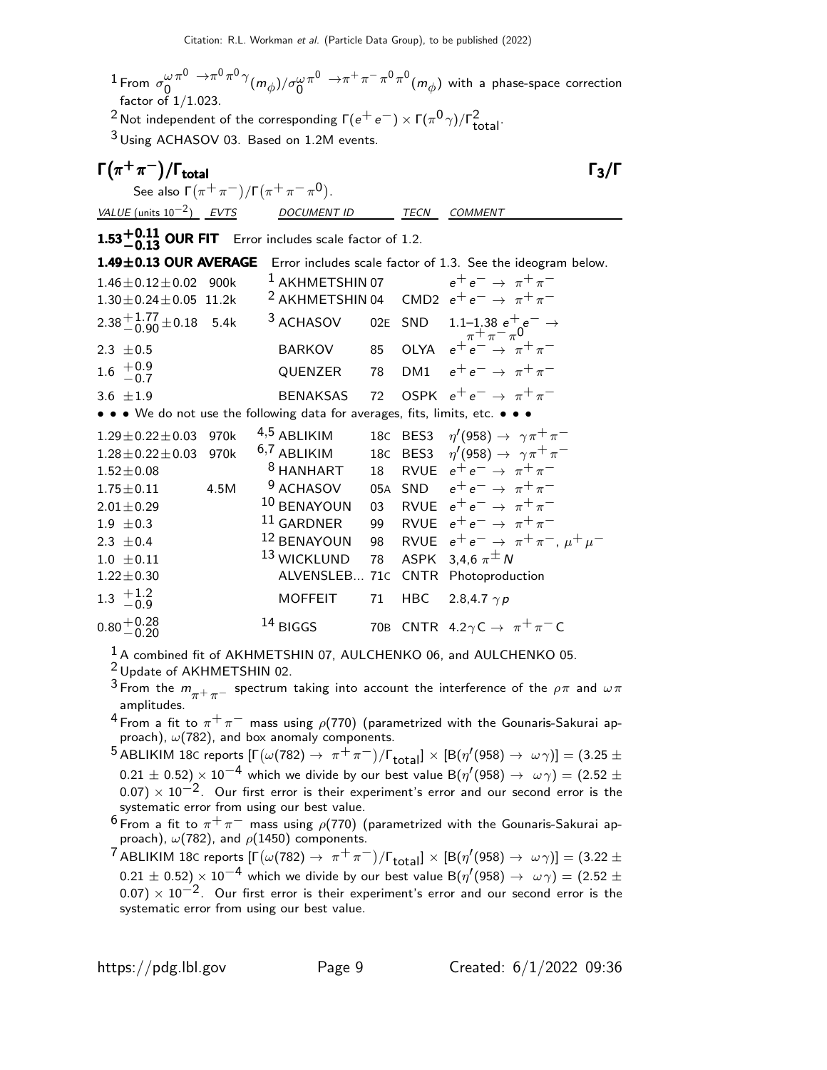[1] From $\sigma_0^{\omega\pi^0 \to \pi^0\pi^0\gamma}(m_\phi)/\sigma_0^{\omega\pi^0 \to \pi^+\pi^-\pi^0\pi^0}(m_\phi)$ with a phase-space correction factor of 1/1.023.

[2] Not independent of the corresponding $\Gamma(e^+e^-) \times \Gamma(\pi^0\gamma)/\Gamma^2_{\text{total}}$.

[3] Using ACHASOV 03. Based on 1.2M events.

## $\Gamma(\pi^+\pi^-)/\Gamma_{\text{total}}$ $\Gamma_3/\Gamma$

See also $\Gamma(\pi^+\pi^-)/\Gamma(\pi^+\pi^-\pi^0)$.

| VALUE (units $10^{-2}$) | EVTS | DOCUMENT ID | | TECN | COMMENT |
|---|---|---|---|---|---|
| **$1.53^{+0.11}_{-0.13}$ OUR FIT** | Error includes scale factor of 1.2. | | | | |
| **1.49±0.13 OUR AVERAGE** | Error includes scale factor of 1.3. See the ideogram below. | | | | |
| $1.46\pm0.12\pm0.02$ | 900k | [1] AKHMETSHIN | 07 | | $e^+e^- \to \pi^+\pi^-$ |
| $1.30\pm0.24\pm0.05$ | 11.2k | [2] AKHMETSHIN | 04 | CMD2 | $e^+e^- \to \pi^+\pi^-$ |
| $2.38^{+1.77}_{-0.90}\pm0.18$ | 5.4k | [3] ACHASOV | 02E | SND | 1.1–1.38 $e^+e^- \to \pi^+\pi^-\pi^0$ |
| $2.3\ \pm0.5$ | | BARKOV | 85 | OLYA | $e^+e^- \to \pi^+\pi^-$ |
| $1.6\ ^{+0.9}_{-0.7}$ | | QUENZER | 78 | DM1 | $e^+e^- \to \pi^+\pi^-$ |
| $3.6\ \pm1.9$ | | BENAKSAS | 72 | OSPK | $e^+e^- \to \pi^+\pi^-$ |
| • • • We do not use the following data for averages, fits, limits, etc. • • • | | | | | |
| $1.29\pm0.22\pm0.03$ | 970k | [4,5] ABLIKIM | 18C | BES3 | $\eta'(958) \to \gamma\pi^+\pi^-$ |
| $1.28\pm0.22\pm0.03$ | 970k | [6,7] ABLIKIM | 18C | BES3 | $\eta'(958) \to \gamma\pi^+\pi^-$ |
| $1.52\pm0.08$ | | [8] HANHART | 18 | RVUE | $e^+e^- \to \pi^+\pi^-$ |
| $1.75\pm0.11$ | 4.5M | [9] ACHASOV | 05A | SND | $e^+e^- \to \pi^+\pi^-$ |
| $2.01\pm0.29$ | | [10] BENAYOUN | 03 | RVUE | $e^+e^- \to \pi^+\pi^-$ |
| $1.9\ \pm0.3$ | | [11] GARDNER | 99 | RVUE | $e^+e^- \to \pi^+\pi^-$ |
| $2.3\ \pm0.4$ | | [12] BENAYOUN | 98 | RVUE | $e^+e^- \to \pi^+\pi^-$, $\mu^+\mu^-$ |
| $1.0\ \pm0.11$ | | [13] WICKLUND | 78 | ASPK | 3,4,6 $\pi^\pm N$ |
| $1.22\pm0.30$ | | ALVENSLEB... | 71C | CNTR | Photoproduction |
| $1.3\ ^{+1.2}_{-0.9}$ | | MOFFEIT | 71 | HBC | 2.8,4.7 $\gamma p$ |
| $0.80^{+0.28}_{-0.20}$ | | [14] BIGGS | 70B | CNTR | $4.2\gamma C \to \pi^+\pi^- C$ |

[1] A combined fit of AKHMETSHIN 07, AULCHENKO 06, and AULCHENKO 05.

[2] Update of AKHMETSHIN 02.

[3] From the $m_{\pi^+\pi^-}$ spectrum taking into account the interference of the $\rho\pi$ and $\omega\pi$ amplitudes.

[4] From a fit to $\pi^+\pi^-$ mass using $\rho(770)$ (parametrized with the Gounaris-Sakurai approach), $\omega(782)$, and box anomaly components.

[5] ABLIKIM 18C reports $[\Gamma(\omega(782) \to \pi^+\pi^-)/\Gamma_{\text{total}}] \times [B(\eta'(958) \to \omega\gamma)] = (3.25 \pm 0.21 \pm 0.52) \times 10^{-4}$ which we divide by our best value $B(\eta'(958) \to \omega\gamma) = (2.52 \pm 0.07) \times 10^{-2}$. Our first error is their experiment's error and our second error is the systematic error from using our best value.

[6] From a fit to $\pi^+\pi^-$ mass using $\rho(770)$ (parametrized with the Gounaris-Sakurai approach), $\omega(782)$, and $\rho(1450)$ components.

[7] ABLIKIM 18C reports $[\Gamma(\omega(782) \to \pi^+\pi^-)/\Gamma_{\text{total}}] \times [B(\eta'(958) \to \omega\gamma)] = (3.22 \pm 0.21 \pm 0.52) \times 10^{-4}$ which we divide by our best value $B(\eta'(958) \to \omega\gamma) = (2.52 \pm 0.07) \times 10^{-2}$. Our first error is their experiment's error and our second error is the systematic error from using our best value.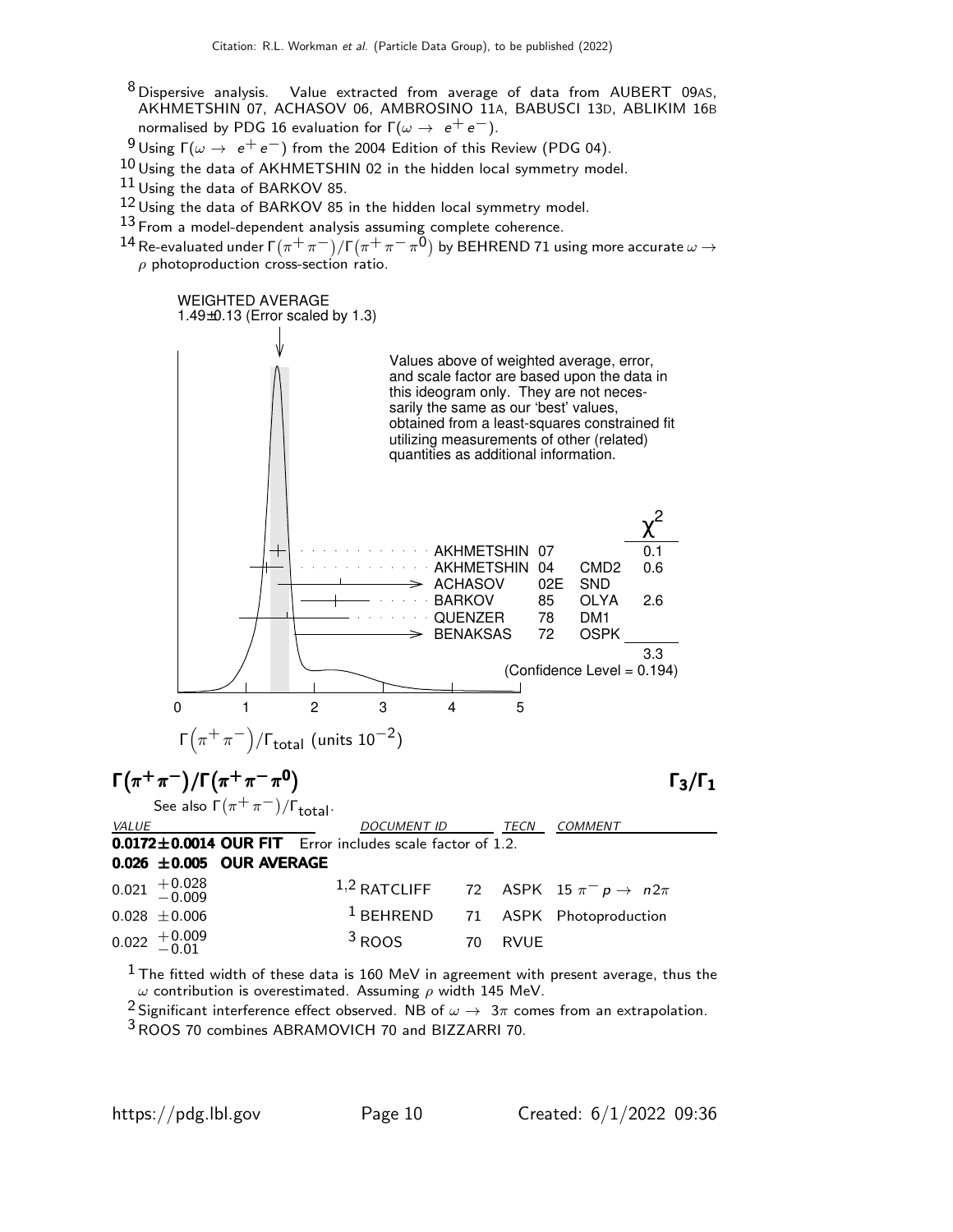[8] Dispersive analysis. Value extracted from average of data from AUBERT 09AS, AKHMETSHIN 07, ACHASOV 06, AMBROSINO 11A, BABUSCI 13D, ABLIKIM 16B normalised by PDG 16 evaluation for $\Gamma(\omega \rightarrow e^+e^-)$.

[9] Using $\Gamma(\omega \rightarrow e^+e^-)$ from the 2004 Edition of this Review (PDG 04).

[10] Using the data of AKHMETSHIN 02 in the hidden local symmetry model.

[11] Using the data of BARKOV 85.

[12] Using the data of BARKOV 85 in the hidden local symmetry model.

[13] From a model-dependent analysis assuming complete coherence.

[14] Re-evaluated under $\Gamma(\pi^+\pi^-)/\Gamma(\pi^+\pi^-\pi^0)$ by BEHREND 71 using more accurate $\omega \rightarrow \rho$ photoproduction cross-section ratio.

WEIGHTED AVERAGE
1.49±0.13 (Error scaled by 1.3)

Values above of weighted average, error, and scale factor are based upon the data in this ideogram only. They are not necessarily the same as our 'best' values, obtained from a least-squares constrained fit utilizing measurements of other (related) quantities as additional information.

| | | | $\chi^2$ |
|---|---|---|---|
| AKHMETSHIN | 07 | | 0.1 |
| AKHMETSHIN | 04 | CMD2 | 0.6 |
| ACHASOV | 02E | SND | |
| BARKOV | 85 | OLYA | 2.6 |
| QUENZER | 78 | DM1 | |
| BENAKSAS | 72 | OSPK | |
| | | | 3.3 |

(Confidence Level = 0.194)

$\Gamma(\pi^+\pi^-)/\Gamma_{total}$ (units $10^{-2}$)

## $\Gamma(\pi^+\pi^-)/\Gamma(\pi^+\pi^-\pi^0)$ $\Gamma_3/\Gamma_1$

See also $\Gamma(\pi^+\pi^-)/\Gamma_{total}$.

| VALUE | DOCUMENT ID | | TECN | COMMENT |
|---|---|---|---|---|
| **0.0172±0.0014 OUR FIT** Error includes scale factor of 1.2. | | | | |
| **0.026 ±0.005 OUR AVERAGE** | | | | |
| $0.021\ ^{+0.028}_{-0.009}$ | [1,2] RATCLIFF | 72 | ASPK | $15\ \pi^- p \rightarrow n 2\pi$ |
| $0.028\ \pm0.006$ | [1] BEHREND | 71 | ASPK | Photoproduction |
| $0.022\ ^{+0.009}_{-0.01}$ | [3] ROOS | 70 | RVUE | |

[1] The fitted width of these data is 160 MeV in agreement with present average, thus the $\omega$ contribution is overestimated. Assuming $\rho$ width 145 MeV.

[2] Significant interference effect observed. NB of $\omega \rightarrow 3\pi$ comes from an extrapolation.

[3] ROOS 70 combines ABRAMOVICH 70 and BIZZARRI 70.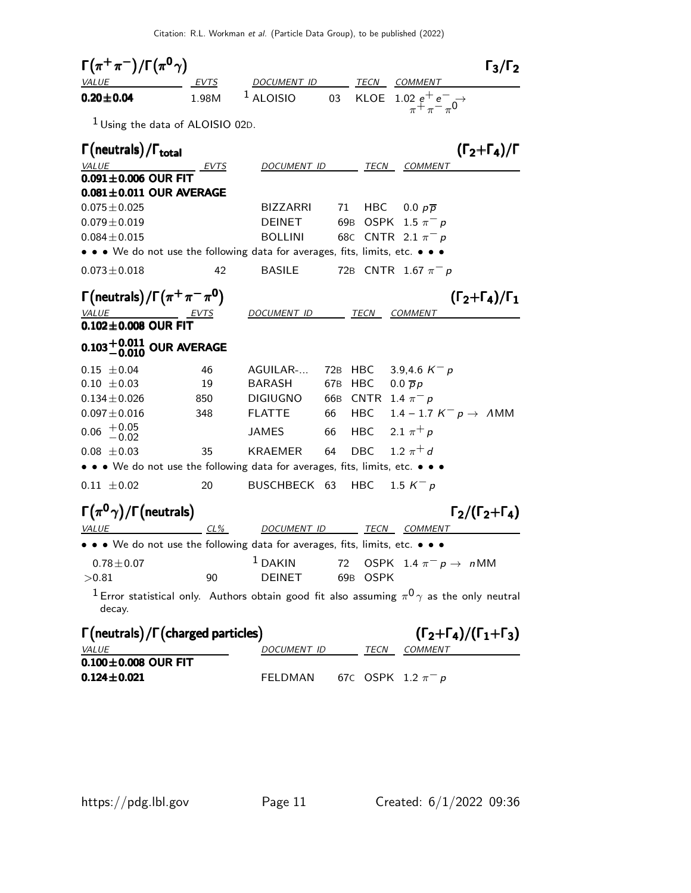### $\Gamma(\pi^+\pi^-)/\Gamma(\pi^0\gamma)$ — $\Gamma_3/\Gamma_2$

| VALUE | EVTS | DOCUMENT ID | | TECN | COMMENT |
|---|---|---|---|---|---|
| **0.20±0.04** | 1.98M | [1] ALOISIO | 03 | KLOE | 1.02 $e^+e^- \rightarrow \pi^+\pi^-\pi^0$ |

[1] Using the data of ALOISIO 02D.

### $\Gamma(\text{neutrals})/\Gamma_{\text{total}}$ — $(\Gamma_2+\Gamma_4)/\Gamma$

| VALUE | EVTS | DOCUMENT ID | | TECN | COMMENT |
|---|---|---|---|---|---|
| **0.091±0.006 OUR FIT** | | | | | |
| **0.081±0.011 OUR AVERAGE** | | | | | |
| 0.075±0.025 | | BIZZARRI | 71 | HBC | 0.0 $p\overline{p}$ |
| 0.079±0.019 | | DEINET | 69B | OSPK | 1.5 $\pi^- p$ |
| 0.084±0.015 | | BOLLINI | 68C | CNTR | 2.1 $\pi^- p$ |
| • • • We do not use the following data for averages, fits, limits, etc. • • • | | | | | |
| 0.073±0.018 | 42 | BASILE | 72B | CNTR | 1.67 $\pi^- p$ |

### $\Gamma(\text{neutrals})/\Gamma(\pi^+\pi^-\pi^0)$ — $(\Gamma_2+\Gamma_4)/\Gamma_1$

| VALUE | EVTS | DOCUMENT ID | | TECN | COMMENT |
|---|---|---|---|---|---|
| **0.102±0.008 OUR FIT** | | | | | |
| **$0.103^{+0.011}_{-0.010}$ OUR AVERAGE** | | | | | |
| 0.15 ±0.04 | 46 | AGUILAR-... | 72B | HBC | 3.9,4.6 $K^- p$ |
| 0.10 ±0.03 | 19 | BARASH | 67B | HBC | 0.0 $\overline{p}p$ |
| 0.134±0.026 | 850 | DIGIUGNO | 66B | CNTR | 1.4 $\pi^- p$ |
| 0.097±0.016 | 348 | FLATTE | 66 | HBC | 1.4 – 1.7 $K^- p \rightarrow \Lambda$MM |
| $0.06\ ^{+0.05}_{-0.02}$ | | JAMES | 66 | HBC | 2.1 $\pi^+ p$ |
| 0.08 ±0.03 | 35 | KRAEMER | 64 | DBC | 1.2 $\pi^+ d$ |
| • • • We do not use the following data for averages, fits, limits, etc. • • • | | | | | |
| 0.11 ±0.02 | 20 | BUSCHBECK | 63 | HBC | 1.5 $K^- p$ |

### $\Gamma(\pi^0\gamma)/\Gamma(\text{neutrals})$ — $\Gamma_2/(\Gamma_2+\Gamma_4)$

| VALUE | CL% | DOCUMENT ID | | TECN | COMMENT |
|---|---|---|---|---|---|
| • • • We do not use the following data for averages, fits, limits, etc. • • • | | | | | |
| 0.78±0.07 | | [1] DAKIN | 72 | OSPK | 1.4 $\pi^- p \rightarrow n$MM |
| >0.81 | 90 | DEINET | 69B | OSPK | |

[1] Error statistical only. Authors obtain good fit also assuming $\pi^0\gamma$ as the only neutral decay.

### $\Gamma(\text{neutrals})/\Gamma(\text{charged particles})$ — $(\Gamma_2+\Gamma_4)/(\Gamma_1+\Gamma_3)$

| VALUE | DOCUMENT ID | | TECN | COMMENT |
|---|---|---|---|---|
| **0.100±0.008 OUR FIT** | | | | |
| **0.124±0.021** | FELDMAN | 67C | OSPK | 1.2 $\pi^- p$ |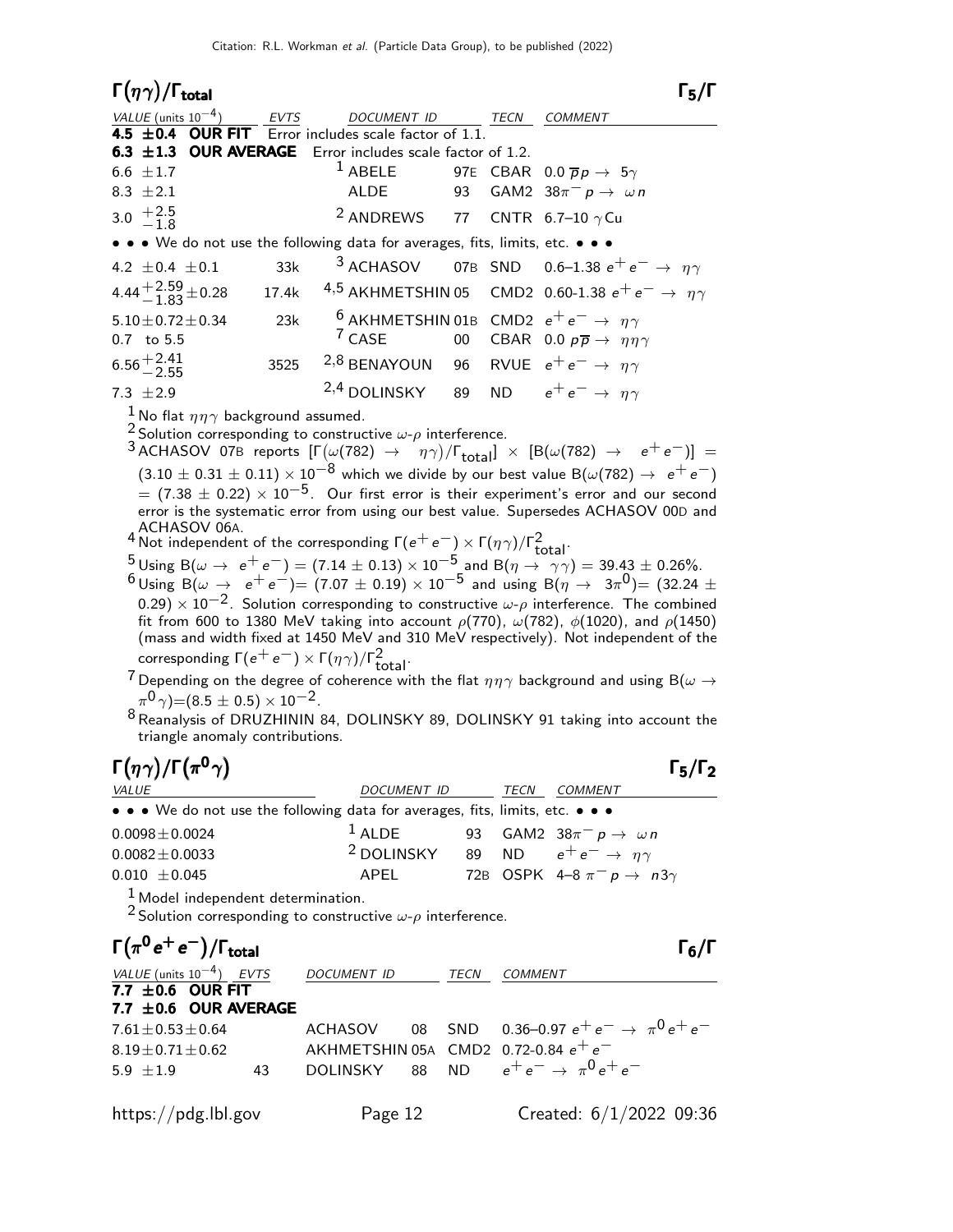Citation: R.L. Workman *et al.* (Particle Data Group), to be published (2022)

## $\Gamma(\eta\gamma)/\Gamma_{\text{total}}$ $\qquad\qquad$ $\Gamma_5/\Gamma$

| VALUE (units $10^{-4}$) | EVTS | DOCUMENT ID | | TECN | COMMENT |
|---|---|---|---|---|---|
| **4.5 ±0.4 OUR FIT** | Error includes scale factor of 1.1. | | | | |
| **6.3 ±1.3 OUR AVERAGE** | Error includes scale factor of 1.2. | | | | |
| 6.6 ±1.7 | | [1] ABELE | 97E | CBAR | 0.0 $\overline{p}p \rightarrow 5\gamma$ |
| 8.3 ±2.1 | | ALDE | 93 | GAM2 | $38\pi^- p \rightarrow \omega n$ |
| 3.0 $^{+2.5}_{-1.8}$ | | [2] ANDREWS | 77 | CNTR | 6.7–10 $\gamma$Cu |
| • • • We do not use the following data for averages, fits, limits, etc. • • • | | | | | |
| 4.2 ±0.4 ±0.1 | 33k | [3] ACHASOV | 07B | SND | 0.6–1.38 $e^+e^- \rightarrow \eta\gamma$ |
| $4.44^{+2.59}_{-1.83}$±0.28 | 17.4k | [4,5] AKHMETSHIN | 05 | CMD2 | 0.60-1.38 $e^+e^- \rightarrow \eta\gamma$ |
| 5.10±0.72±0.34 | 23k | [6] AKHMETSHIN | 01B | CMD2 | $e^+e^- \rightarrow \eta\gamma$ |
| 0.7 to 5.5 | | [7] CASE | 00 | CBAR | 0.0 $p\overline{p} \rightarrow \eta\eta\gamma$ |
| $6.56^{+2.41}_{-2.55}$ | 3525 | [2,8] BENAYOUN | 96 | RVUE | $e^+e^- \rightarrow \eta\gamma$ |
| 7.3 ±2.9 | | [2,4] DOLINSKY | 89 | ND | $e^+e^- \rightarrow \eta\gamma$ |

[1] No flat $\eta\eta\gamma$ background assumed.

[2] Solution corresponding to constructive $\omega$-$\rho$ interference.

[3] ACHASOV 07B reports $[\Gamma(\omega(782) \rightarrow \eta\gamma)/\Gamma_{\text{total}}] \times [B(\omega(782) \rightarrow e^+e^-)] = (3.10 \pm 0.31 \pm 0.11) \times 10^{-8}$ which we divide by our best value $B(\omega(782) \rightarrow e^+e^-) = (7.38 \pm 0.22) \times 10^{-5}$. Our first error is their experiment's error and our second error is the systematic error from using our best value. Supersedes ACHASOV 00D and ACHASOV 06A.

[4] Not independent of the corresponding $\Gamma(e^+e^-) \times \Gamma(\eta\gamma)/\Gamma^2_{\text{total}}$.

[5] Using $B(\omega \rightarrow e^+e^-) = (7.14 \pm 0.13) \times 10^{-5}$ and $B(\eta \rightarrow \gamma\gamma) = 39.43 \pm 0.26\%$.

[6] Using $B(\omega \rightarrow e^+e^-) = (7.07 \pm 0.19) \times 10^{-5}$ and using $B(\eta \rightarrow 3\pi^0) = (32.24 \pm 0.29) \times 10^{-2}$. Solution corresponding to constructive $\omega$-$\rho$ interference. The combined fit from 600 to 1380 MeV taking into account $\rho(770)$, $\omega(782)$, $\phi(1020)$, and $\rho(1450)$ (mass and width fixed at 1450 MeV and 310 MeV respectively). Not independent of the corresponding $\Gamma(e^+e^-) \times \Gamma(\eta\gamma)/\Gamma^2_{\text{total}}$.

[7] Depending on the degree of coherence with the flat $\eta\eta\gamma$ background and using $B(\omega \rightarrow \pi^0\gamma) = (8.5 \pm 0.5) \times 10^{-2}$.

[8] Reanalysis of DRUZHININ 84, DOLINSKY 89, DOLINSKY 91 taking into account the triangle anomaly contributions.

## $\Gamma(\eta\gamma)/\Gamma(\pi^0\gamma)$ $\qquad\qquad$ $\Gamma_5/\Gamma_2$

| VALUE | DOCUMENT ID | | TECN | COMMENT |
|---|---|---|---|---|
| • • • We do not use the following data for averages, fits, limits, etc. • • • | | | | |
| 0.0098±0.0024 | [1] ALDE | 93 | GAM2 | $38\pi^- p \rightarrow \omega n$ |
| 0.0082±0.0033 | [2] DOLINSKY | 89 | ND | $e^+e^- \rightarrow \eta\gamma$ |
| 0.010 ±0.045 | APEL | 72B | OSPK | 4–8 $\pi^- p \rightarrow n3\gamma$ |

[1] Model independent determination.

[2] Solution corresponding to constructive $\omega$-$\rho$ interference.

## $\Gamma(\pi^0 e^+e^-)/\Gamma_{\text{total}}$ $\qquad\qquad$ $\Gamma_6/\Gamma$

| VALUE (units $10^{-4}$) | EVTS | DOCUMENT ID | | TECN | COMMENT |
|---|---|---|---|---|---|
| **7.7 ±0.6 OUR FIT** | | | | | |
| **7.7 ±0.6 OUR AVERAGE** | | | | | |
| 7.61±0.53±0.64 | | ACHASOV | 08 | SND | 0.36–0.97 $e^+e^- \rightarrow \pi^0 e^+e^-$ |
| 8.19±0.71±0.62 | | AKHMETSHIN | 05A | CMD2 | 0.72-0.84 $e^+e^-$ |
| 5.9 ±1.9 | 43 | DOLINSKY | 88 | ND | $e^+e^- \rightarrow \pi^0 e^+e^-$ |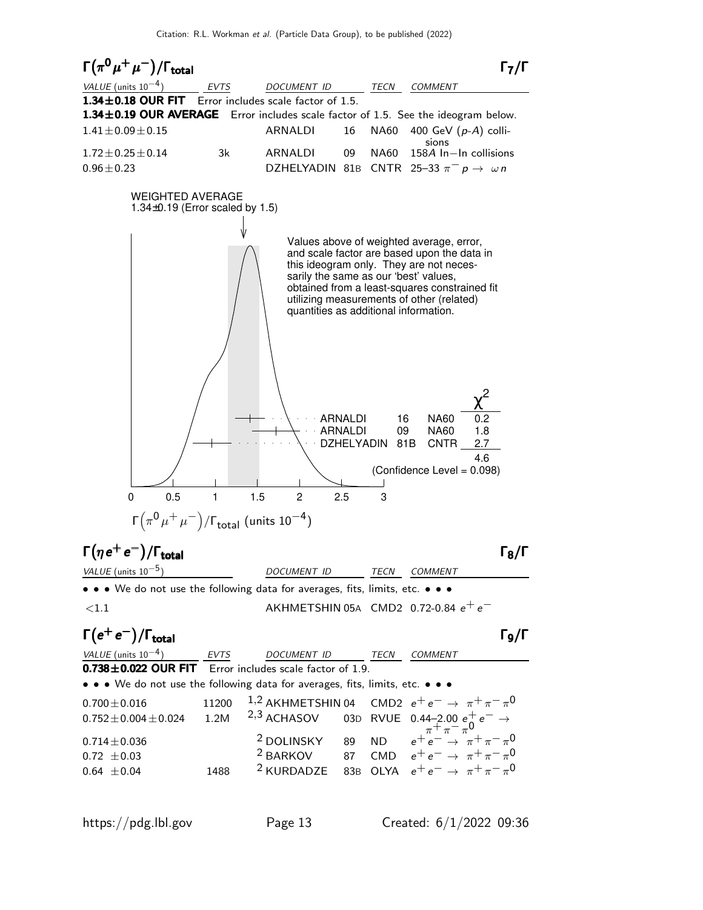## $\Gamma(\pi^0 \mu^+ \mu^-)/\Gamma_{\text{total}}$ — $\Gamma_7/\Gamma$

| VALUE (units $10^{-4}$) | EVTS | DOCUMENT ID | | TECN | COMMENT |
|---|---|---|---|---|---|
| **1.34±0.18 OUR FIT** Error includes scale factor of 1.5. | | | | | |
| **1.34±0.19 OUR AVERAGE** Error includes scale factor of 1.5. See the ideogram below. | | | | | |
| $1.41 \pm 0.09 \pm 0.15$ | | ARNALDI | 16 | NA60 | 400 GeV ($p$-$A$) collisions |
| $1.72 \pm 0.25 \pm 0.14$ | 3k | ARNALDI | 09 | NA60 | 158$A$ In−In collisions |
| $0.96 \pm 0.23$ | | DZHELYADIN | 81B | CNTR | 25–33 $\pi^- p \to \omega n$ |

WEIGHTED AVERAGE
1.34±0.19 (Error scaled by 1.5)

Values above of weighted average, error, and scale factor are based upon the data in this ideogram only. They are not necessarily the same as our 'best' values, obtained from a least-squares constrained fit utilizing measurements of other (related) quantities as additional information.

| | | | $\chi^2$ |
|---|---|---|---|
| ARNALDI | 16 | NA60 | 0.2 |
| ARNALDI | 09 | NA60 | 1.8 |
| DZHELYADIN | 81B | CNTR | 2.7 |
| | | | 4.6 |

(Confidence Level = 0.098)

$\Gamma\left(\pi^0 \mu^+ \mu^-\right)/\Gamma_{\text{total}}$ (units $10^{-4}$)

## $\Gamma(\eta e^+ e^-)/\Gamma_{\text{total}}$ — $\Gamma_8/\Gamma$

| VALUE (units $10^{-5}$) | DOCUMENT ID | | TECN | COMMENT |
|---|---|---|---|---|
| • • • We do not use the following data for averages, fits, limits, etc. • • • | | | | |
| $<1.1$ | AKHMETSHIN | 05A | CMD2 | 0.72-0.84 $e^+ e^-$ |

## $\Gamma(e^+ e^-)/\Gamma_{\text{total}}$ — $\Gamma_9/\Gamma$

| VALUE (units $10^{-4}$) | EVTS | DOCUMENT ID | | TECN | COMMENT |
|---|---|---|---|---|---|
| **0.738±0.022 OUR FIT** Error includes scale factor of 1.9. | | | | | |
| • • • We do not use the following data for averages, fits, limits, etc. • • • | | | | | |
| $0.700 \pm 0.016$ | 11200 | [1,2] AKHMETSHIN | 04 | CMD2 | $e^+ e^- \to \pi^+ \pi^- \pi^0$ |
| $0.752 \pm 0.004 \pm 0.024$ | 1.2M | [2,3] ACHASOV | 03D | RVUE | 0.44–2.00 $e^+ e^- \to \pi^+ \pi^- \pi^0$ |
| $0.714 \pm 0.036$ | | [2] DOLINSKY | 89 | ND | $e^+ e^- \to \pi^+ \pi^- \pi^0$ |
| $0.72 \ \pm 0.03$ | | [2] BARKOV | 87 | CMD | $e^+ e^- \to \pi^+ \pi^- \pi^0$ |
| $0.64 \ \pm 0.04$ | 1488 | [2] KURDADZE | 83B | OLYA | $e^+ e^- \to \pi^+ \pi^- \pi^0$ |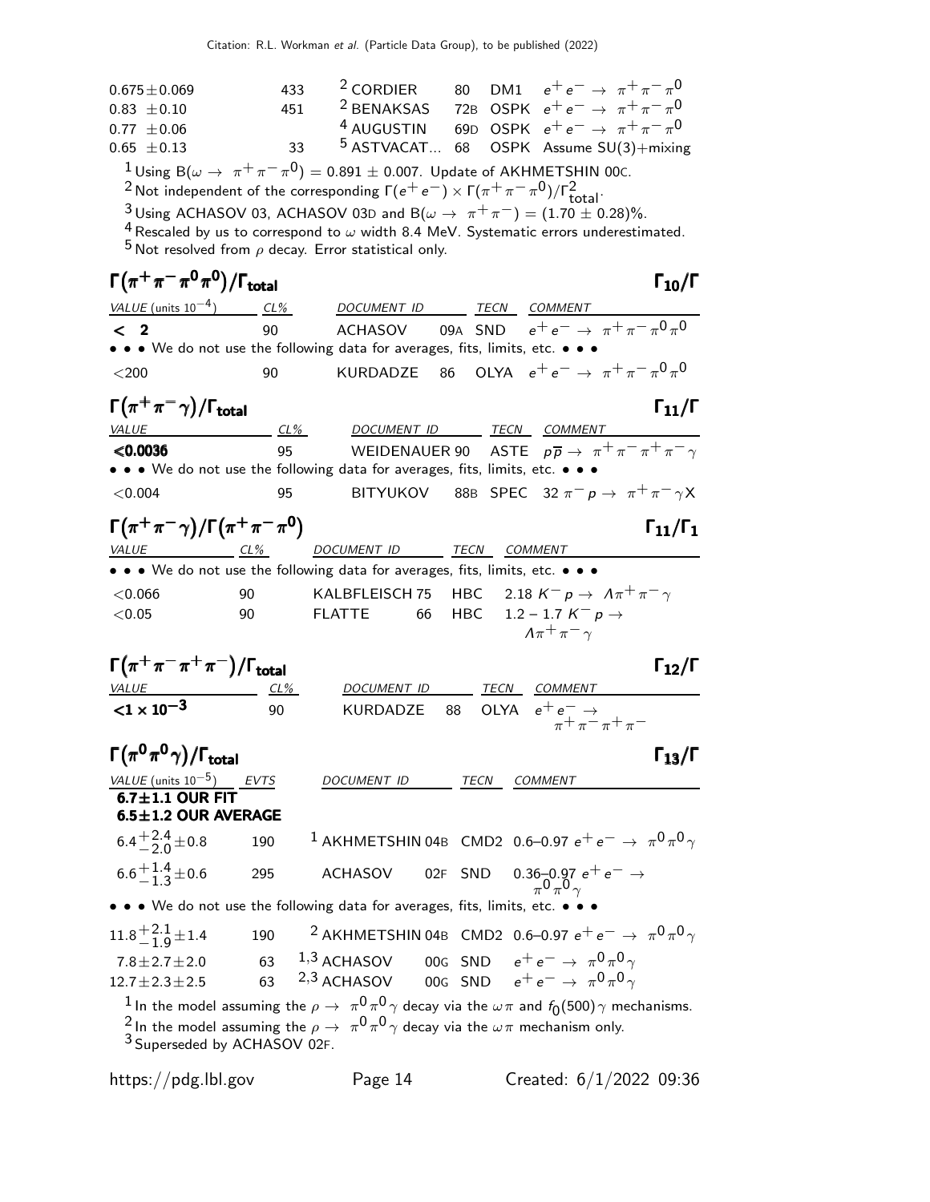| | | | | | |
|---|---|---|---|---|---|
| $0.675 \pm 0.069$ | 433 | [2] CORDIER | 80 | DM1 | $e^+e^- \rightarrow \pi^+\pi^-\pi^0$ |
| $0.83 \pm 0.10$ | 451 | [2] BENAKSAS | 72B | OSPK | $e^+e^- \rightarrow \pi^+\pi^-\pi^0$ |
| $0.77 \pm 0.06$ | | [4] AUGUSTIN | 69D | OSPK | $e^+e^- \rightarrow \pi^+\pi^-\pi^0$ |
| $0.65 \pm 0.13$ | 33 | [5] ASTVACAT... | 68 | OSPK | Assume SU(3)+mixing |

[1] Using $B(\omega \rightarrow \pi^+\pi^-\pi^0) = 0.891 \pm 0.007$. Update of AKHMETSHIN 00C.
[2] Not independent of the corresponding $\Gamma(e^+e^-) \times \Gamma(\pi^+\pi^-\pi^0)/\Gamma^2_{\text{total}}$.
[3] Using ACHASOV 03, ACHASOV 03D and $B(\omega \rightarrow \pi^+\pi^-) = (1.70 \pm 0.28)\%$.
[4] Rescaled by us to correspond to $\omega$ width 8.4 MeV. Systematic errors underestimated.
[5] Not resolved from $\rho$ decay. Error statistical only.

## $\Gamma(\pi^+\pi^-\pi^0\pi^0)/\Gamma_{\text{total}}$ $\qquad \Gamma_{10}/\Gamma$

| VALUE (units $10^{-4}$) | CL% | DOCUMENT ID | | TECN | COMMENT |
|---|---|---|---|---|---|
| **< 2** | 90 | ACHASOV | 09A | SND | $e^+e^- \rightarrow \pi^+\pi^-\pi^0\pi^0$ |
| • • • We do not use the following data for averages, fits, limits, etc. • • • | | | | | |
| $<200$ | 90 | KURDADZE | 86 | OLYA | $e^+e^- \rightarrow \pi^+\pi^-\pi^0\pi^0$ |

## $\Gamma(\pi^+\pi^-\gamma)/\Gamma_{\text{total}}$ $\qquad \Gamma_{11}/\Gamma$

| VALUE | CL% | DOCUMENT ID | | TECN | COMMENT |
|---|---|---|---|---|---|
| **<0.0036** | 95 | WEIDENAUER | 90 | ASTE | $p\overline{p} \rightarrow \pi^+\pi^-\pi^+\pi^-\gamma$ |
| • • • We do not use the following data for averages, fits, limits, etc. • • • | | | | | |
| $<0.004$ | 95 | BITYUKOV | 88B | SPEC | $32\ \pi^-p \rightarrow \pi^+\pi^-\gamma X$ |

## $\Gamma(\pi^+\pi^-\gamma)/\Gamma(\pi^+\pi^-\pi^0)$ $\qquad \Gamma_{11}/\Gamma_1$

| VALUE | CL% | DOCUMENT ID | | TECN | COMMENT |
|---|---|---|---|---|---|
| • • • We do not use the following data for averages, fits, limits, etc. • • • | | | | | |
| $<0.066$ | 90 | KALBFLEISCH | 75 | HBC | $2.18\ K^-p \rightarrow \Lambda\pi^+\pi^-\gamma$ |
| $<0.05$ | 90 | FLATTE | 66 | HBC | $1.2-1.7\ K^-p \rightarrow \Lambda\pi^+\pi^-\gamma$ |

## $\Gamma(\pi^+\pi^-\pi^+\pi^-)/\Gamma_{\text{total}}$ $\qquad \Gamma_{12}/\Gamma$

| VALUE | CL% | DOCUMENT ID | | TECN | COMMENT |
|---|---|---|---|---|---|
| **$<1 \times 10^{-3}$** | 90 | KURDADZE | 88 | OLYA | $e^+e^- \rightarrow \pi^+\pi^-\pi^+\pi^-$ |

## $\Gamma(\pi^0\pi^0\gamma)/\Gamma_{\text{total}}$ $\qquad \Gamma_{13}/\Gamma$

| VALUE (units $10^{-5}$) | EVTS | DOCUMENT ID | | TECN | COMMENT |
|---|---|---|---|---|---|
| **6.7±1.1 OUR FIT** | | | | | |
| **6.5±1.2 OUR AVERAGE** | | | | | |
| $6.4^{+2.4}_{-2.0} \pm 0.8$ | 190 | [1] AKHMETSHIN | 04B | CMD2 | 0.6–0.97 $e^+e^- \rightarrow \pi^0\pi^0\gamma$ |
| $6.6^{+1.4}_{-1.3} \pm 0.6$ | 295 | ACHASOV | 02F | SND | 0.36–0.97 $e^+e^- \rightarrow \pi^0\pi^0\gamma$ |
| • • • We do not use the following data for averages, fits, limits, etc. • • • | | | | | |
| $11.8^{+2.1}_{-1.9} \pm 1.4$ | 190 | [2] AKHMETSHIN | 04B | CMD2 | 0.6–0.97 $e^+e^- \rightarrow \pi^0\pi^0\gamma$ |
| $7.8 \pm 2.7 \pm 2.0$ | 63 | [1,3] ACHASOV | 00G | SND | $e^+e^- \rightarrow \pi^0\pi^0\gamma$ |
| $12.7 \pm 2.3 \pm 2.5$ | 63 | [2,3] ACHASOV | 00G | SND | $e^+e^- \rightarrow \pi^0\pi^0\gamma$ |

[1] In the model assuming the $\rho \rightarrow \pi^0\pi^0\gamma$ decay via the $\omega\pi$ and $f_0(500)\gamma$ mechanisms.
[2] In the model assuming the $\rho \rightarrow \pi^0\pi^0\gamma$ decay via the $\omega\pi$ mechanism only.
[3] Superseded by ACHASOV 02F.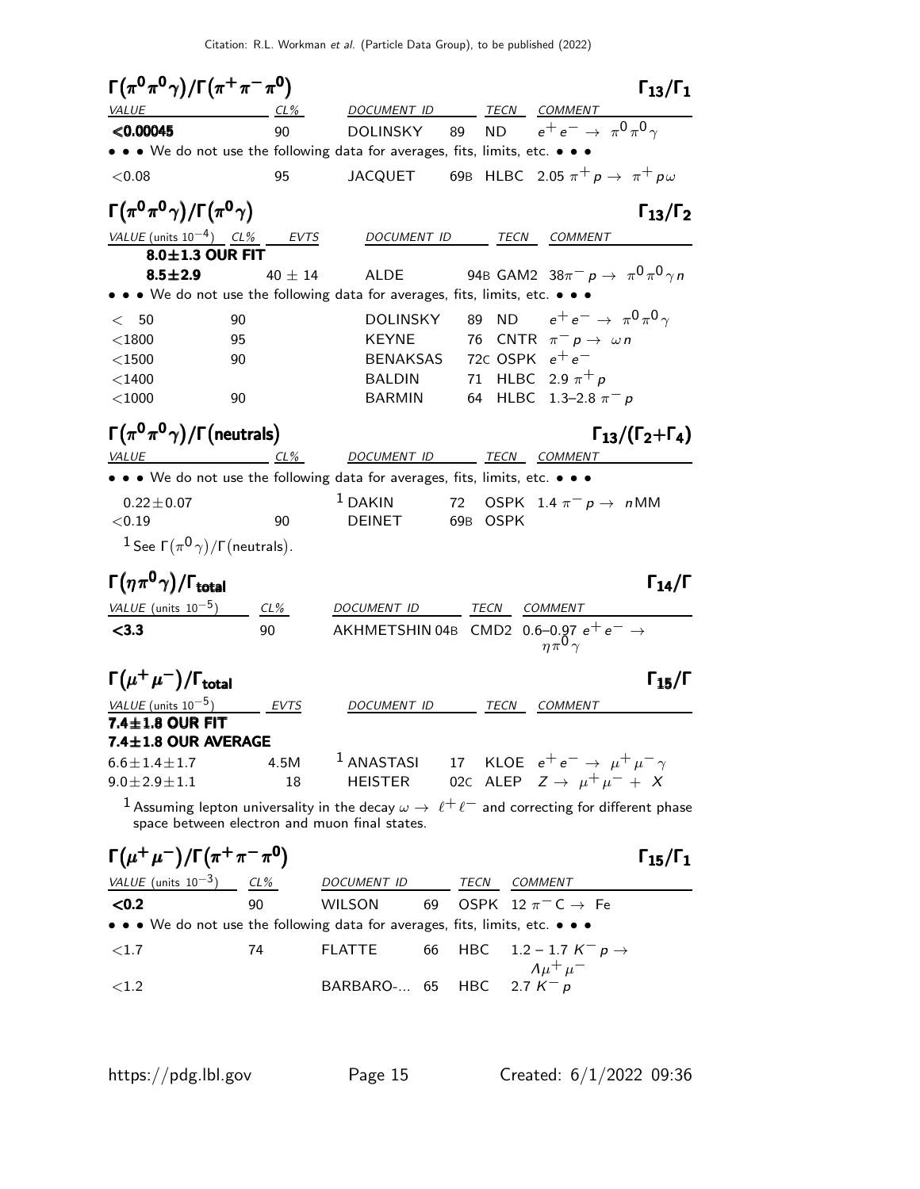### $\Gamma(\pi^0\pi^0\gamma)/\Gamma(\pi^+\pi^-\pi^0)$ — $\Gamma_{13}/\Gamma_1$

| VALUE | CL% | DOCUMENT ID | | TECN | COMMENT |
|---|---|---|---|---|---|
| **<0.00045** | 90 | DOLINSKY | 89 | ND | $e^+e^- \rightarrow \pi^0\pi^0\gamma$ |
| • • • We do not use the following data for averages, fits, limits, etc. • • • | | | | | |
| <0.08 | 95 | JACQUET | 69B | HLBC | 2.05 $\pi^+ p \rightarrow \pi^+ p\omega$ |

### $\Gamma(\pi^0\pi^0\gamma)/\Gamma(\pi^0\gamma)$ — $\Gamma_{13}/\Gamma_2$

| VALUE (units $10^{-4}$) | CL% | EVTS | DOCUMENT ID | | TECN | COMMENT |
|---|---|---|---|---|---|---|
| **8.0±1.3 OUR FIT** | | | | | | |
| **8.5±2.9** | | 40 ± 14 | ALDE | 94B | GAM2 | $38\pi^- p \rightarrow \pi^0\pi^0\gamma n$ |
| • • • We do not use the following data for averages, fits, limits, etc. • • • | | | | | | |
| < 50 | 90 | | DOLINSKY | 89 | ND | $e^+e^- \rightarrow \pi^0\pi^0\gamma$ |
| <1800 | 95 | | KEYNE | 76 | CNTR | $\pi^- p \rightarrow \omega n$ |
| <1500 | 90 | | BENAKSAS | 72C | OSPK | $e^+e^-$ |
| <1400 | | | BALDIN | 71 | HLBC | 2.9 $\pi^+ p$ |
| <1000 | 90 | | BARMIN | 64 | HLBC | 1.3–2.8 $\pi^- p$ |

### $\Gamma(\pi^0\pi^0\gamma)/\Gamma(\text{neutrals})$ — $\Gamma_{13}/(\Gamma_2+\Gamma_4)$

| VALUE | CL% | DOCUMENT ID | | TECN | COMMENT |
|---|---|---|---|---|---|
| • • • We do not use the following data for averages, fits, limits, etc. • • • | | | | | |
| 0.22±0.07 | | [1] DAKIN | 72 | OSPK | 1.4 $\pi^- p \rightarrow n$MM |
| <0.19 | 90 | DEINET | 69B | OSPK | |

[1] See $\Gamma(\pi^0\gamma)/\Gamma(\text{neutrals})$.

### $\Gamma(\eta\pi^0\gamma)/\Gamma_{\text{total}}$ — $\Gamma_{14}/\Gamma$

| VALUE (units $10^{-5}$) | CL% | DOCUMENT ID | | TECN | COMMENT |
|---|---|---|---|---|---|
| **<3.3** | 90 | AKHMETSHIN | 04B | CMD2 | 0.6–0.97 $e^+e^- \rightarrow \eta\pi^0\gamma$ |

### $\Gamma(\mu^+\mu^-)/\Gamma_{\text{total}}$ — $\Gamma_{15}/\Gamma$

| VALUE (units $10^{-5}$) | EVTS | DOCUMENT ID | | TECN | COMMENT |
|---|---|---|---|---|---|
| **7.4±1.8 OUR FIT** | | | | | |
| **7.4±1.8 OUR AVERAGE** | | | | | |
| 6.6±1.4±1.7 | 4.5M | [1] ANASTASI | 17 | KLOE | $e^+e^- \rightarrow \mu^+\mu^-\gamma$ |
| 9.0±2.9±1.1 | 18 | HEISTER | 02C | ALEP | $Z \rightarrow \mu^+\mu^- + X$ |

[1] Assuming lepton universality in the decay $\omega \rightarrow \ell^+\ell^-$ and correcting for different phase space between electron and muon final states.

### $\Gamma(\mu^+\mu^-)/\Gamma(\pi^+\pi^-\pi^0)$ — $\Gamma_{15}/\Gamma_1$

| VALUE (units $10^{-3}$) | CL% | DOCUMENT ID | | TECN | COMMENT |
|---|---|---|---|---|---|
| **<0.2** | 90 | WILSON | 69 | OSPK | 12 $\pi^-$ C $\rightarrow$ Fe |
| • • • We do not use the following data for averages, fits, limits, etc. • • • | | | | | |
| <1.7 | 74 | FLATTE | 66 | HBC | 1.2 – 1.7 $K^- p \rightarrow \Lambda\mu^+\mu^-$ |
| <1.2 | | BARBARO-... | 65 | HBC | 2.7 $K^- p$ |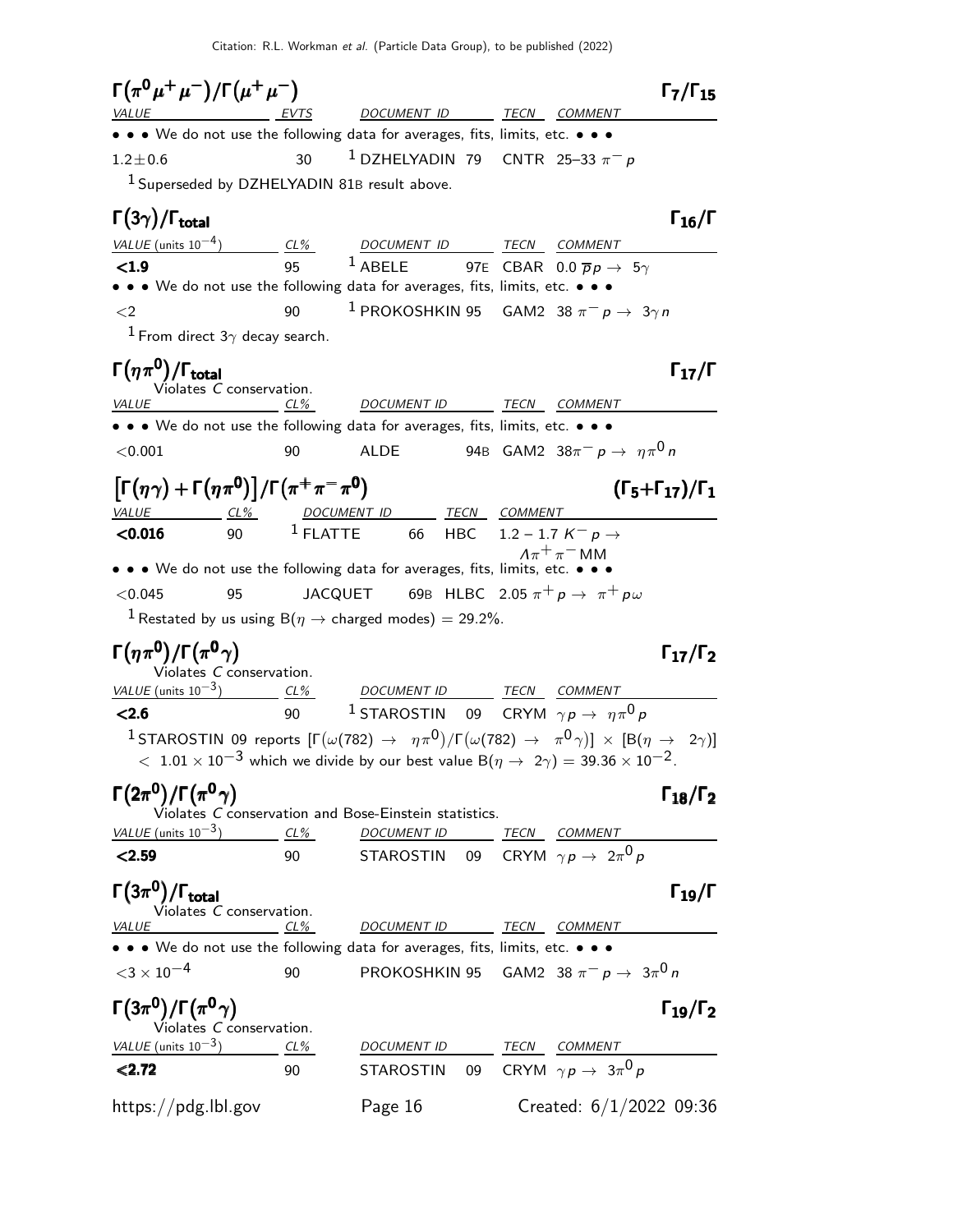### $\Gamma(\pi^0\mu^+\mu^-)/\Gamma(\mu^+\mu^-)$ — $\Gamma_7/\Gamma_{15}$

| VALUE | EVTS | DOCUMENT ID | | TECN | COMMENT |
|---|---|---|---|---|---|
| • • • We do not use the following data for averages, fits, limits, etc. • • • | | | | | |
| $1.2 \pm 0.6$ | 30 | [1] DZHELYADIN | 79 | CNTR | 25–33 $\pi^- p$ |

[1] Superseded by DZHELYADIN 81B result above.

### $\Gamma(3\gamma)/\Gamma_{\text{total}}$ — $\Gamma_{16}/\Gamma$

| VALUE (units $10^{-4}$) | CL% | DOCUMENT ID | | TECN | COMMENT |
|---|---|---|---|---|---|
| **<1.9** | 95 | [1] ABELE | 97E | CBAR | $0.0\ \overline{p}p \to 5\gamma$ |
| • • • We do not use the following data for averages, fits, limits, etc. • • • | | | | | |
| $<2$ | 90 | [1] PROKOSHKIN | 95 | GAM2 | $38\ \pi^- p \to 3\gamma n$ |

[1] From direct $3\gamma$ decay search.

### $\Gamma(\eta\pi^0)/\Gamma_{\text{total}}$ — $\Gamma_{17}/\Gamma$

Violates $C$ conservation.

| VALUE | CL% | DOCUMENT ID | | TECN | COMMENT |
|---|---|---|---|---|---|
| • • • We do not use the following data for averages, fits, limits, etc. • • • | | | | | |
| $<0.001$ | 90 | ALDE | 94B | GAM2 | $38 \pi^- p \to \eta\pi^0 n$ |

### $\left[\Gamma(\eta\gamma) + \Gamma(\eta\pi^0)\right]/\Gamma(\pi^+\pi^-\pi^0)$ — $(\Gamma_5+\Gamma_{17})/\Gamma_1$

| VALUE | CL% | DOCUMENT ID | | TECN | COMMENT |
|---|---|---|---|---|---|
| **<0.016** | 90 | [1] FLATTE | 66 | HBC | 1.2 – 1.7 $K^- p \to \Lambda\pi^+\pi^-$ MM |
| • • • We do not use the following data for averages, fits, limits, etc. • • • | | | | | |
| $<0.045$ | 95 | JACQUET | 69B | HLBC | $2.05\ \pi^+ p \to \pi^+ p\omega$ |

[1] Restated by us using $B(\eta \to \text{charged modes}) = 29.2\%$.

### $\Gamma(\eta\pi^0)/\Gamma(\pi^0\gamma)$ — $\Gamma_{17}/\Gamma_2$

Violates $C$ conservation.

| VALUE (units $10^{-3}$) | CL% | DOCUMENT ID | | TECN | COMMENT |
|---|---|---|---|---|---|
| **<2.6** | 90 | [1] STAROSTIN | 09 | CRYM | $\gamma p \to \eta\pi^0 p$ |

[1] STAROSTIN 09 reports $[\Gamma(\omega(782) \to \eta\pi^0)/\Gamma(\omega(782) \to \pi^0\gamma)] \times [B(\eta \to 2\gamma)] < 1.01 \times 10^{-3}$ which we divide by our best value $B(\eta \to 2\gamma) = 39.36 \times 10^{-2}$.

### $\Gamma(2\pi^0)/\Gamma(\pi^0\gamma)$ — $\Gamma_{18}/\Gamma_2$

Violates $C$ conservation and Bose-Einstein statistics.

| VALUE (units $10^{-3}$) | CL% | DOCUMENT ID | | TECN | COMMENT |
|---|---|---|---|---|---|
| **<2.59** | 90 | STAROSTIN | 09 | CRYM | $\gamma p \to 2\pi^0 p$ |

### $\Gamma(3\pi^0)/\Gamma_{\text{total}}$ — $\Gamma_{19}/\Gamma$

Violates $C$ conservation.

| VALUE | CL% | DOCUMENT ID | | TECN | COMMENT |
|---|---|---|---|---|---|
| • • • We do not use the following data for averages, fits, limits, etc. • • • | | | | | |
| $<3 \times 10^{-4}$ | 90 | PROKOSHKIN | 95 | GAM2 | $38\ \pi^- p \to 3\pi^0 n$ |

### $\Gamma(3\pi^0)/\Gamma(\pi^0\gamma)$ — $\Gamma_{19}/\Gamma_2$

Violates $C$ conservation.

| VALUE (units $10^{-3}$) | CL% | DOCUMENT ID | | TECN | COMMENT |
|---|---|---|---|---|---|
| **<2.72** | 90 | STAROSTIN | 09 | CRYM | $\gamma p \to 3\pi^0 p$ |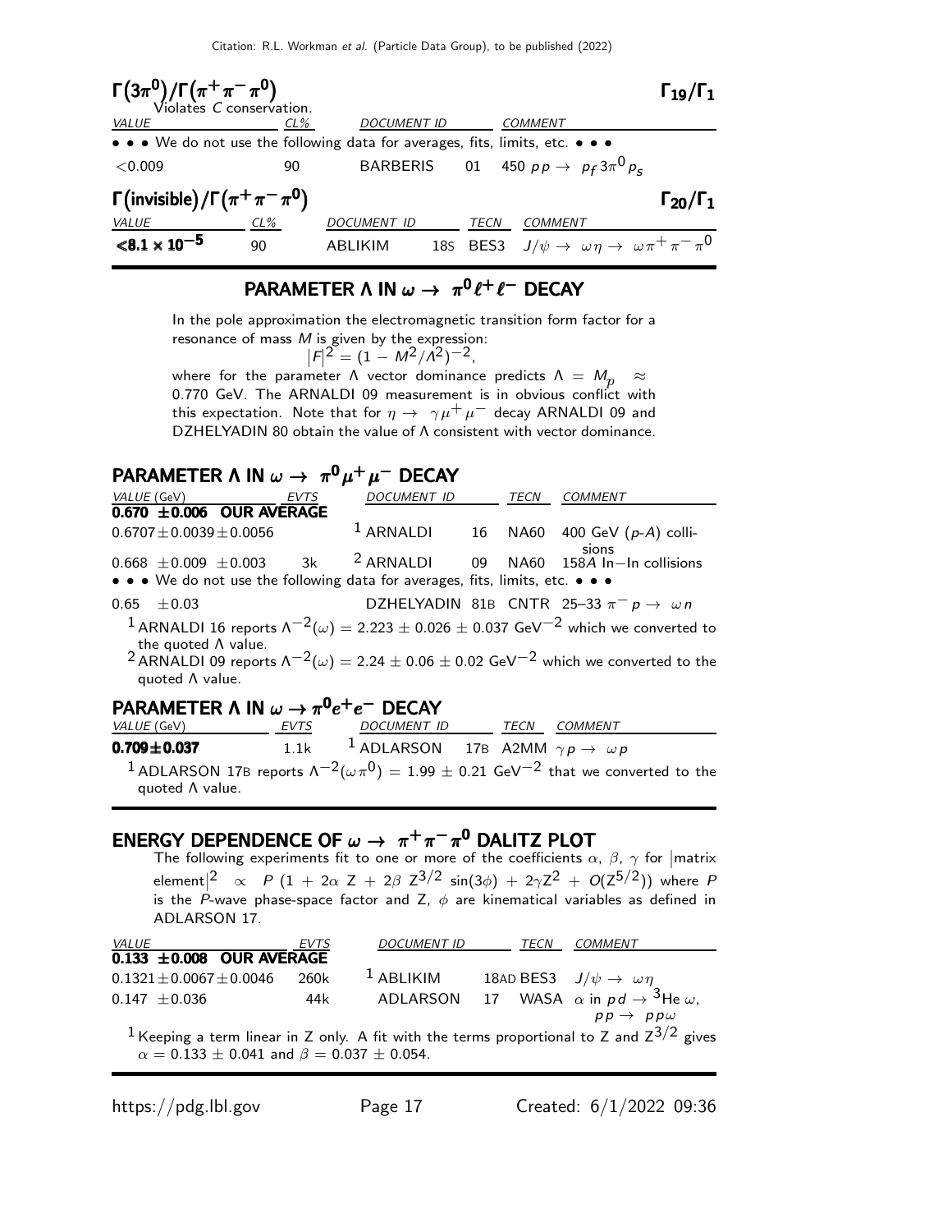## $\Gamma(3\pi^0)/\Gamma(\pi^+\pi^-\pi^0)$ — $\Gamma_{19}/\Gamma_1$

Violates C conservation.

| VALUE | CL% | DOCUMENT ID | | COMMENT |
|---|---|---|---|---|
| • • • We do not use the following data for averages, fits, limits, etc. • • • | | | | |
| $<0.009$ | 90 | BARBERIS | 01 | 450 $pp \rightarrow p_f 3\pi^0 p_s$ |

## $\Gamma(\text{invisible})/\Gamma(\pi^+\pi^-\pi^0)$ — $\Gamma_{20}/\Gamma_1$

| VALUE | CL% | DOCUMENT ID | | TECN | COMMENT |
|---|---|---|---|---|---|
| $<8.1 \times 10^{-5}$ | 90 | ABLIKIM | 18S | BES3 | $J/\psi \rightarrow \omega\eta \rightarrow \omega\pi^+\pi^-\pi^0$ |

## PARAMETER Λ IN $\omega \rightarrow \pi^0 \ell^+ \ell^-$ DECAY

In the pole approximation the electromagnetic transition form factor for a resonance of mass $M$ is given by the expression:

$$|F|^2 = (1 - M^2/\Lambda^2)^{-2},$$

where for the parameter Λ vector dominance predicts $\Lambda = M_\rho \approx 0.770$ GeV. The ARNALDI 09 measurement is in obvious conflict with this expectation. Note that for $\eta \rightarrow \gamma\mu^+\mu^-$ decay ARNALDI 09 and DZHELYADIN 80 obtain the value of Λ consistent with vector dominance.

## PARAMETER Λ IN $\omega \rightarrow \pi^0 \mu^+ \mu^-$ DECAY

| VALUE (GeV) | EVTS | DOCUMENT ID | | TECN | COMMENT |
|---|---|---|---|---|---|
| **0.670 ±0.006 OUR AVERAGE** | | | | | |
| $0.6707 \pm 0.0039 \pm 0.0056$ | | [1] ARNALDI | 16 | NA60 | 400 GeV ($p$-$A$) collisions |
| $0.668 \pm 0.009 \pm 0.003$ | 3k | [2] ARNALDI | 09 | NA60 | 158$A$ In−In collisions |
| • • • We do not use the following data for averages, fits, limits, etc. • • • | | | | | |
| $0.65 \pm 0.03$ | | DZHELYADIN | 81B | CNTR | 25–33 $\pi^- p \rightarrow \omega n$ |

[1] ARNALDI 16 reports $\Lambda^{-2}(\omega) = 2.223 \pm 0.026 \pm 0.037$ GeV$^{-2}$ which we converted to the quoted Λ value.

[2] ARNALDI 09 reports $\Lambda^{-2}(\omega) = 2.24 \pm 0.06 \pm 0.02$ GeV$^{-2}$ which we converted to the quoted Λ value.

## PARAMETER Λ IN $\omega \rightarrow \pi^0 e^+ e^-$ DECAY

| VALUE (GeV) | EVTS | DOCUMENT ID | | TECN | COMMENT |
|---|---|---|---|---|---|
| **0.709±0.037** | 1.1k | [1] ADLARSON | 17B | A2MM | $\gamma p \rightarrow \omega p$ |

[1] ADLARSON 17B reports $\Lambda^{-2}(\omega\pi^0) = 1.99 \pm 0.21$ GeV$^{-2}$ that we converted to the quoted Λ value.

## ENERGY DEPENDENCE OF $\omega \rightarrow \pi^+\pi^-\pi^0$ DALITZ PLOT

The following experiments fit to one or more of the coefficients $\alpha$, $\beta$, $\gamma$ for $|\text{matrix element}|^2 \propto P\,(1 + 2\alpha\,Z + 2\beta\,Z^{3/2}\,\sin(3\phi) + 2\gamma Z^2 + O(Z^{5/2}))$ where $P$ is the $P$-wave phase-space factor and Z, $\phi$ are kinematical variables as defined in ADLARSON 17.

| VALUE | EVTS | DOCUMENT ID | | TECN | COMMENT |
|---|---|---|---|---|---|
| **0.133 ±0.008 OUR AVERAGE** | | | | | |
| $0.1321 \pm 0.0067 \pm 0.0046$ | 260k | [1] ABLIKIM | 18AD | BES3 | $J/\psi \rightarrow \omega\eta$ |
| $0.147 \pm 0.036$ | 44k | ADLARSON | 17 | WASA | $\alpha$ in $pd \rightarrow {}^3\text{He}\,\omega$, $pp \rightarrow pp\omega$ |

[1] Keeping a term linear in Z only. A fit with the terms proportional to Z and $Z^{3/2}$ gives $\alpha = 0.133 \pm 0.041$ and $\beta = 0.037 \pm 0.054$.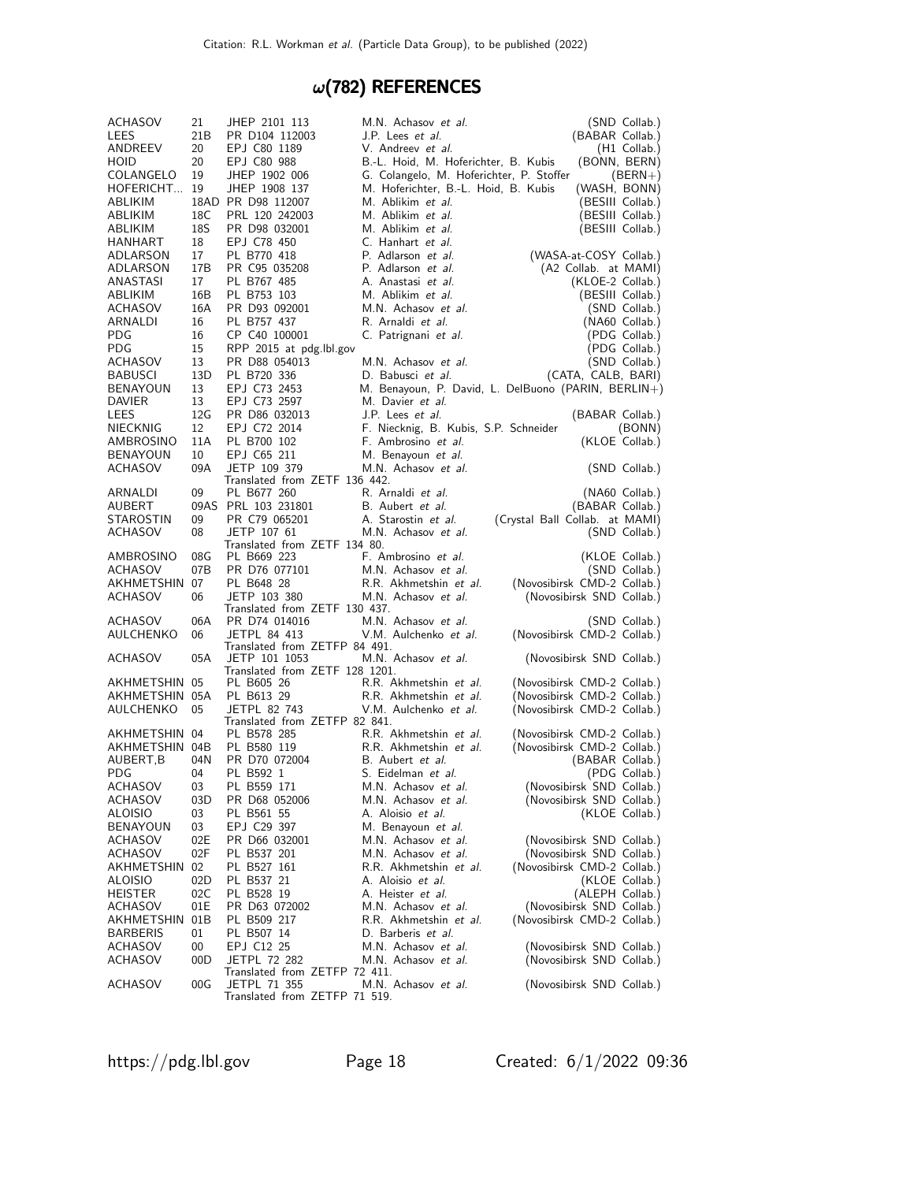# ω(782) REFERENCES

| | | | | |
|---|---|---|---|---|
| ACHASOV | 21 | JHEP 2101 113 | M.N. Achasov *et al.* | (SND Collab.) |
| LEES | 21B | PR D104 112003 | J.P. Lees *et al.* | (BABAR Collab.) |
| ANDREEV | 20 | EPJ C80 1189 | V. Andreev *et al.* | (H1 Collab.) |
| HOID | 20 | EPJ C80 988 | B.-L. Hoid, M. Hoferichter, B. Kubis | (BONN, BERN) |
| COLANGELO | 19 | JHEP 1902 006 | G. Colangelo, M. Hoferichter, P. Stoffer | (BERN+) |
| HOFERICHT... | 19 | JHEP 1908 137 | M. Hoferichter, B.-L. Hoid, B. Kubis | (WASH, BONN) |
| ABLIKIM | 18AD | PR D98 112007 | M. Ablikim *et al.* | (BESIII Collab.) |
| ABLIKIM | 18C | PRL 120 242003 | M. Ablikim *et al.* | (BESIII Collab.) |
| ABLIKIM | 18S | PR D98 032001 | M. Ablikim *et al.* | (BESIII Collab.) |
| HANHART | 18 | EPJ C78 450 | C. Hanhart *et al.* | |
| ADLARSON | 17 | PL B770 418 | P. Adlarson *et al.* | (WASA-at-COSY Collab.) |
| ADLARSON | 17B | PR C95 035208 | P. Adlarson *et al.* | (A2 Collab. at MAMI) |
| ANASTASI | 17 | PL B767 485 | A. Anastasi *et al.* | (KLOE-2 Collab.) |
| ABLIKIM | 16B | PL B753 103 | M. Ablikim *et al.* | (BESIII Collab.) |
| ACHASOV | 16A | PR D93 092001 | M.N. Achasov *et al.* | (SND Collab.) |
| ARNALDI | 16 | PL B757 437 | R. Arnaldi *et al.* | (NA60 Collab.) |
| PDG | 16 | CP C40 100001 | C. Patrignani *et al.* | (PDG Collab.) |
| PDG | 15 | RPP 2015 at pdg.lbl.gov | | (PDG Collab.) |
| ACHASOV | 13 | PR D88 054013 | M.N. Achasov *et al.* | (SND Collab.) |
| BABUSCI | 13D | PL B720 336 | D. Babusci *et al.* | (CATA, CALB, BARI) |
| BENAYOUN | 13 | EPJ C73 2453 | M. Benayoun, P. David, L. DelBuono | (PARIN, BERLIN+) |
| DAVIER | 13 | EPJ C73 2597 | M. Davier *et al.* | |
| LEES | 12G | PR D86 032013 | J.P. Lees *et al.* | (BABAR Collab.) |
| NIECKNIG | 12 | EPJ C72 2014 | F. Niecknig, B. Kubis, S.P. Schneider | (BONN) |
| AMBROSINO | 11A | PL B700 102 | F. Ambrosino *et al.* | (KLOE Collab.) |
| BENAYOUN | 10 | EPJ C65 211 | M. Benayoun *et al.* | |
| ACHASOV | 09A | JETP 109 379 | M.N. Achasov *et al.* | (SND Collab.) |
| | | Translated from ZETF 136 442. | | |
| ARNALDI | 09 | PL B677 260 | R. Arnaldi *et al.* | (NA60 Collab.) |
| AUBERT | 09AS | PRL 103 231801 | B. Aubert *et al.* | (BABAR Collab.) |
| STAROSTIN | 09 | PR C79 065201 | A. Starostin *et al.* | (Crystal Ball Collab. at MAMI) |
| ACHASOV | 08 | JETP 107 61 | M.N. Achasov *et al.* | (SND Collab.) |
| | | Translated from ZETF 134 80. | | |
| AMBROSINO | 08G | PL B669 223 | F. Ambrosino *et al.* | (KLOE Collab.) |
| ACHASOV | 07B | PR D76 077101 | M.N. Achasov *et al.* | (SND Collab.) |
| AKHMETSHIN | 07 | PL B648 28 | R.R. Akhmetshin *et al.* | (Novosibirsk CMD-2 Collab.) |
| ACHASOV | 06 | JETP 103 380 | M.N. Achasov *et al.* | (Novosibirsk SND Collab.) |
| | | Translated from ZETF 130 437. | | |
| ACHASOV | 06A | PR D74 014016 | M.N. Achasov *et al.* | (SND Collab.) |
| AULCHENKO | 06 | JETPL 84 413 | V.M. Aulchenko *et al.* | (Novosibirsk CMD-2 Collab.) |
| | | Translated from ZETFP 84 491. | | |
| ACHASOV | 05A | JETP 101 1053 | M.N. Achasov *et al.* | (Novosibirsk SND Collab.) |
| | | Translated from ZETF 128 1201. | | |
| AKHMETSHIN | 05 | PL B605 26 | R.R. Akhmetshin *et al.* | (Novosibirsk CMD-2 Collab.) |
| AKHMETSHIN | 05A | PL B613 29 | R.R. Akhmetshin *et al.* | (Novosibirsk CMD-2 Collab.) |
| AULCHENKO | 05 | JETPL 82 743 | V.M. Aulchenko *et al.* | (Novosibirsk CMD-2 Collab.) |
| | | Translated from ZETFP 82 841. | | |
| AKHMETSHIN | 04 | PL B578 285 | R.R. Akhmetshin *et al.* | (Novosibirsk CMD-2 Collab.) |
| AKHMETSHIN | 04B | PL B580 119 | R.R. Akhmetshin *et al.* | (Novosibirsk CMD-2 Collab.) |
| AUBERT,B | 04N | PR D70 072004 | B. Aubert *et al.* | (BABAR Collab.) |
| PDG | 04 | PL B592 1 | S. Eidelman *et al.* | (PDG Collab.) |
| ACHASOV | 03 | PL B559 171 | M.N. Achasov *et al.* | (Novosibirsk SND Collab.) |
| ACHASOV | 03D | PR D68 052006 | M.N. Achasov *et al.* | (Novosibirsk SND Collab.) |
| ALOISIO | 03 | PL B561 55 | A. Aloisio *et al.* | (KLOE Collab.) |
| BENAYOUN | 03 | EPJ C29 397 | M. Benayoun *et al.* | |
| ACHASOV | 02E | PR D66 032001 | M.N. Achasov *et al.* | (Novosibirsk SND Collab.) |
| ACHASOV | 02F | PL B537 201 | M.N. Achasov *et al.* | (Novosibirsk SND Collab.) |
| AKHMETSHIN | 02 | PL B527 161 | R.R. Akhmetshin *et al.* | (Novosibirsk CMD-2 Collab.) |
| ALOISIO | 02D | PL B537 21 | A. Aloisio *et al.* | (KLOE Collab.) |
| HEISTER | 02C | PL B528 19 | A. Heister *et al.* | (ALEPH Collab.) |
| ACHASOV | 01E | PR D63 072002 | M.N. Achasov *et al.* | (Novosibirsk SND Collab.) |
| AKHMETSHIN | 01B | PL B509 217 | R.R. Akhmetshin *et al.* | (Novosibirsk CMD-2 Collab.) |
| BARBERIS | 01 | PL B507 14 | D. Barberis *et al.* | |
| ACHASOV | 00 | EPJ C12 25 | M.N. Achasov *et al.* | (Novosibirsk SND Collab.) |
| ACHASOV | 00D | JETPL 72 282 | M.N. Achasov *et al.* | (Novosibirsk SND Collab.) |
| | | Translated from ZETFP 72 411. | | |
| ACHASOV | 00G | JETPL 71 355 | M.N. Achasov *et al.* | (Novosibirsk SND Collab.) |
| | | Translated from ZETFP 71 519. | | |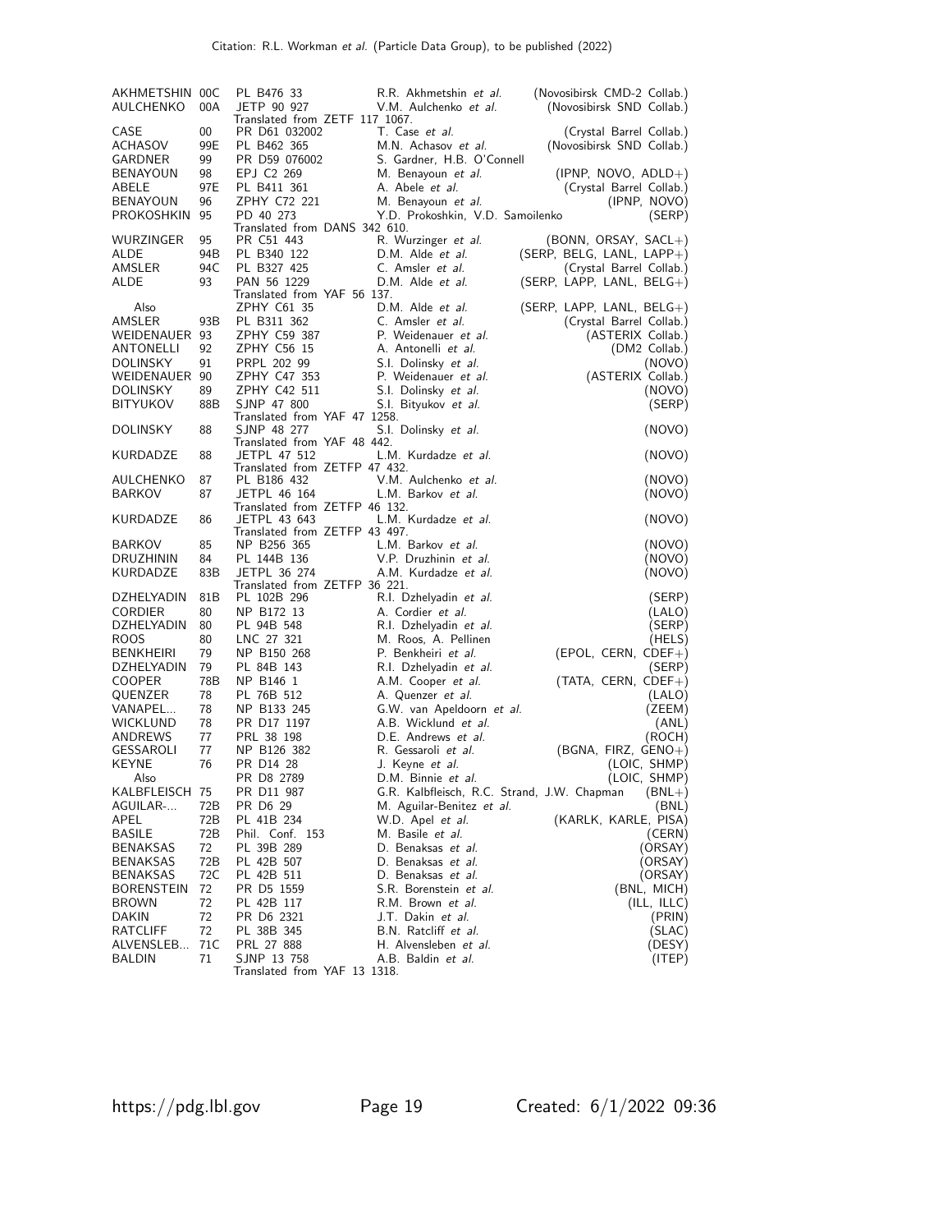| | | | | |
|---|---|---|---|---|
| AKHMETSHIN | 00C | PL B476 33 | R.R. Akhmetshin *et al.* | (Novosibirsk CMD-2 Collab.) |
| AULCHENKO | 00A | JETP 90 927 | V.M. Aulchenko *et al.* | (Novosibirsk SND Collab.) |
| | | Translated from ZETF 117 1067. | | |
| CASE | 00 | PR D61 032002 | T. Case *et al.* | (Crystal Barrel Collab.) |
| ACHASOV | 99E | PL B462 365 | M.N. Achasov *et al.* | (Novosibirsk SND Collab.) |
| GARDNER | 99 | PR D59 076002 | S. Gardner, H.B. O'Connell | |
| BENAYOUN | 98 | EPJ C2 269 | M. Benayoun *et al.* | (IPNP, NOVO, ADLD+) |
| ABELE | 97E | PL B411 361 | A. Abele *et al.* | (Crystal Barrel Collab.) |
| BENAYOUN | 96 | ZPHY C72 221 | M. Benayoun *et al.* | (IPNP, NOVO) |
| PROKOSHKIN | 95 | PD 40 273 | Y.D. Prokoshkin, V.D. Samoilenko | (SERP) |
| | | Translated from DANS 342 610. | | |
| WURZINGER | 95 | PR C51 443 | R. Wurzinger *et al.* | (BONN, ORSAY, SACL+) |
| ALDE | 94B | PL B340 122 | D.M. Alde *et al.* | (SERP, BELG, LANL, LAPP+) |
| AMSLER | 94C | PL B327 425 | C. Amsler *et al.* | (Crystal Barrel Collab.) |
| ALDE | 93 | PAN 56 1229 | D.M. Alde *et al.* | (SERP, LAPP, LANL, BELG+) |
| | | Translated from YAF 56 137. | | |
| Also | | ZPHY C61 35 | D.M. Alde *et al.* | (SERP, LAPP, LANL, BELG+) |
| AMSLER | 93B | PL B311 362 | C. Amsler *et al.* | (Crystal Barrel Collab.) |
| WEIDENAUER | 93 | ZPHY C59 387 | P. Weidenauer *et al.* | (ASTERIX Collab.) |
| ANTONELLI | 92 | ZPHY C56 15 | A. Antonelli *et al.* | (DM2 Collab.) |
| DOLINSKY | 91 | PRPL 202 99 | S.I. Dolinsky *et al.* | (NOVO) |
| WEIDENAUER | 90 | ZPHY C47 353 | P. Weidenauer *et al.* | (ASTERIX Collab.) |
| DOLINSKY | 89 | ZPHY C42 511 | S.I. Dolinsky *et al.* | (NOVO) |
| BITYUKOV | 88B | SJNP 47 800 | S.I. Bityukov *et al.* | (SERP) |
| | | Translated from YAF 47 1258. | | |
| DOLINSKY | 88 | SJNP 48 277 | S.I. Dolinsky *et al.* | (NOVO) |
| | | Translated from YAF 48 442. | | |
| KURDADZE | 88 | JETPL 47 512 | L.M. Kurdadze *et al.* | (NOVO) |
| | | Translated from ZETFP 47 432. | | |
| AULCHENKO | 87 | PL B186 432 | V.M. Aulchenko *et al.* | (NOVO) |
| BARKOV | 87 | JETPL 46 164 | L.M. Barkov *et al.* | (NOVO) |
| | | Translated from ZETFP 46 132. | | |
| KURDADZE | 86 | JETPL 43 643 | L.M. Kurdadze *et al.* | (NOVO) |
| | | Translated from ZETFP 43 497. | | |
| BARKOV | 85 | NP B256 365 | L.M. Barkov *et al.* | (NOVO) |
| DRUZHININ | 84 | PL 144B 136 | V.P. Druzhinin *et al.* | (NOVO) |
| KURDADZE | 83B | JETPL 36 274 | A.M. Kurdadze *et al.* | (NOVO) |
| | | Translated from ZETFP 36 221. | | |
| DZHELYADIN | 81B | PL 102B 296 | R.I. Dzhelyadin *et al.* | (SERP) |
| CORDIER | 80 | NP B172 13 | A. Cordier *et al.* | (LALO) |
| DZHELYADIN | 80 | PL 94B 548 | R.I. Dzhelyadin *et al.* | (SERP) |
| ROOS | 80 | LNC 27 321 | M. Roos, A. Pellinen | (HELS) |
| BENKHEIRI | 79 | NP B150 268 | P. Benkheiri *et al.* | (EPOL, CERN, CDEF+) |
| DZHELYADIN | 79 | PL 84B 143 | R.I. Dzhelyadin *et al.* | (SERP) |
| COOPER | 78B | NP B146 1 | A.M. Cooper *et al.* | (TATA, CERN, CDEF+) |
| QUENZER | 78 | PL 76B 512 | A. Quenzer *et al.* | (LALO) |
| VANAPEL... | 78 | NP B133 245 | G.W. van Apeldoorn *et al.* | (ZEEM) |
| WICKLUND | 78 | PR D17 1197 | A.B. Wicklund *et al.* | (ANL) |
| ANDREWS | 77 | PRL 38 198 | D.E. Andrews *et al.* | (ROCH) |
| GESSAROLI | 77 | NP B126 382 | R. Gessaroli *et al.* | (BGNA, FIRZ, GENO+) |
| KEYNE | 76 | PR D14 28 | J. Keyne *et al.* | (LOIC, SHMP) |
| Also | | PR D8 2789 | D.M. Binnie *et al.* | (LOIC, SHMP) |
| KALBFLEISCH | 75 | PR D11 987 | G.R. Kalbfleisch, R.C. Strand, J.W. Chapman | (BNL+) |
| AGUILAR-... | 72B | PR D6 29 | M. Aguilar-Benitez *et al.* | (BNL) |
| APEL | 72B | PL 41B 234 | W.D. Apel *et al.* | (KARLK, KARLE, PISA) |
| BASILE | 72B | Phil. Conf. 153 | M. Basile *et al.* | (CERN) |
| BENAKSAS | 72 | PL 39B 289 | D. Benaksas *et al.* | (ORSAY) |
| BENAKSAS | 72B | PL 42B 507 | D. Benaksas *et al.* | (ORSAY) |
| BENAKSAS | 72C | PL 42B 511 | D. Benaksas *et al.* | (ORSAY) |
| BORENSTEIN | 72 | PR D5 1559 | S.R. Borenstein *et al.* | (BNL, MICH) |
| BROWN | 72 | PL 42B 117 | R.M. Brown *et al.* | (ILL, ILLC) |
| DAKIN | 72 | PR D6 2321 | J.T. Dakin *et al.* | (PRIN) |
| RATCLIFF | 72 | PL 38B 345 | B.N. Ratcliff *et al.* | (SLAC) |
| ALVENSLEB... | 71C | PRL 27 888 | H. Alvensleben *et al.* | (DESY) |
| BALDIN | 71 | SJNP 13 758 | A.B. Baldin *et al.* | (ITEP) |
| | | Translated from YAF 13 1318. | | |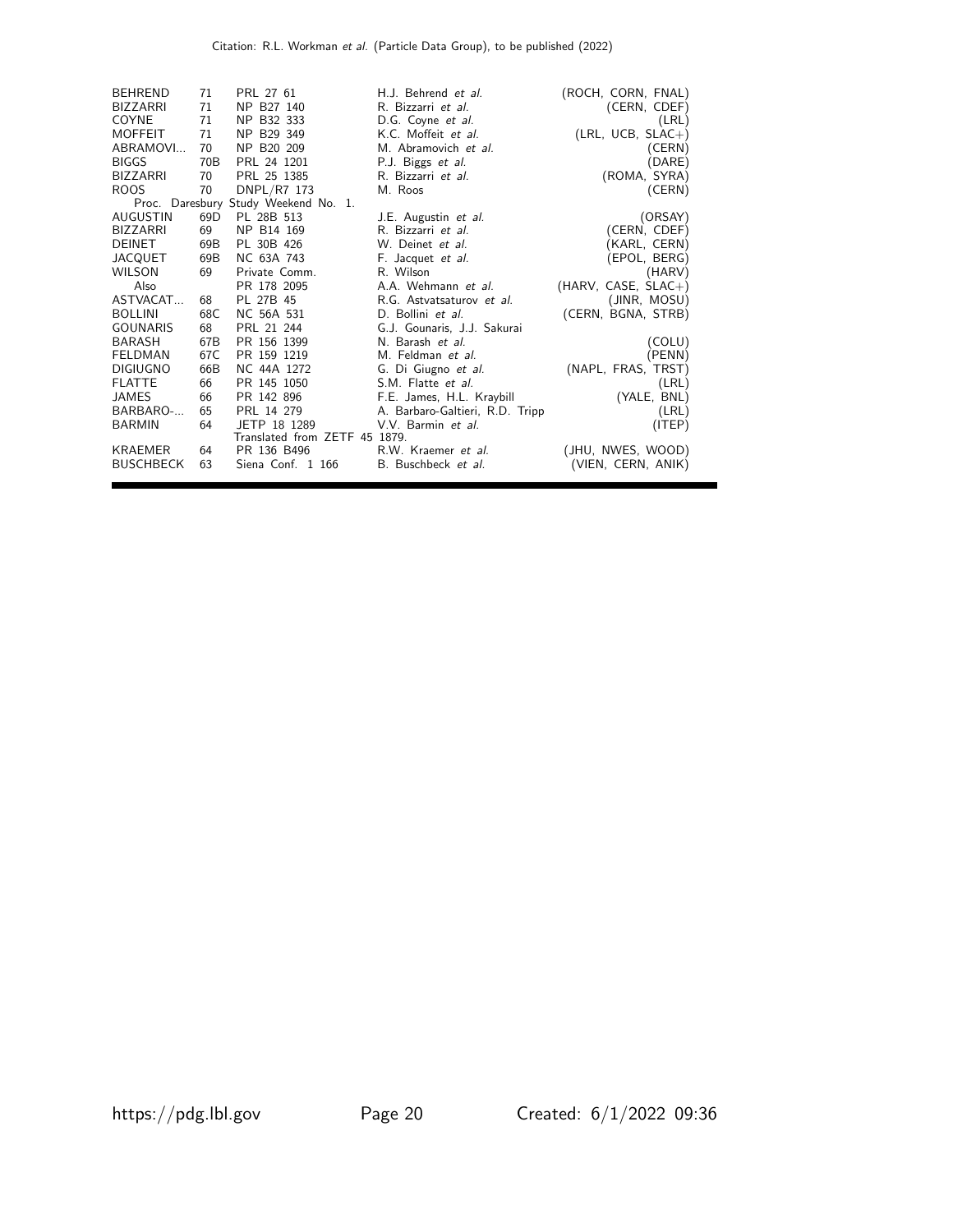| | | | | |
|---|---|---|---|---|
| BEHREND | 71 | PRL 27 61 | H.J. Behrend *et al.* | (ROCH, CORN, FNAL) |
| BIZZARRI | 71 | NP B27 140 | R. Bizzarri *et al.* | (CERN, CDEF) |
| COYNE | 71 | NP B32 333 | D.G. Coyne *et al.* | (LRL) |
| MOFFEIT | 71 | NP B29 349 | K.C. Moffeit *et al.* | (LRL, UCB, SLAC+) |
| ABRAMOVI... | 70 | NP B20 209 | M. Abramovich *et al.* | (CERN) |
| BIGGS | 70B | PRL 24 1201 | P.J. Biggs *et al.* | (DARE) |
| BIZZARRI | 70 | PRL 25 1385 | R. Bizzarri *et al.* | (ROMA, SYRA) |
| ROOS | 70 | DNPL/R7 173 | M. Roos | (CERN) |
| | | Proc. Daresbury Study Weekend No. 1. | | |
| AUGUSTIN | 69D | PL 28B 513 | J.E. Augustin *et al.* | (ORSAY) |
| BIZZARRI | 69 | NP B14 169 | R. Bizzarri *et al.* | (CERN, CDEF) |
| DEINET | 69B | PL 30B 426 | W. Deinet *et al.* | (KARL, CERN) |
| JACQUET | 69B | NC 63A 743 | F. Jacquet *et al.* | (EPOL, BERG) |
| WILSON | 69 | Private Comm. | R. Wilson | (HARV) |
| Also | | PR 178 2095 | A.A. Wehmann *et al.* | (HARV, CASE, SLAC+) |
| ASTVACAT... | 68 | PL 27B 45 | R.G. Astvatsaturov *et al.* | (JINR, MOSU) |
| BOLLINI | 68C | NC 56A 531 | D. Bollini *et al.* | (CERN, BGNA, STRB) |
| GOUNARIS | 68 | PRL 21 244 | G.J. Gounaris, J.J. Sakurai | |
| BARASH | 67B | PR 156 1399 | N. Barash *et al.* | (COLU) |
| FELDMAN | 67C | PR 159 1219 | M. Feldman *et al.* | (PENN) |
| DIGIUGNO | 66B | NC 44A 1272 | G. Di Giugno *et al.* | (NAPL, FRAS, TRST) |
| FLATTE | 66 | PR 145 1050 | S.M. Flatte *et al.* | (LRL) |
| JAMES | 66 | PR 142 896 | F.E. James, H.L. Kraybill | (YALE, BNL) |
| BARBARO-... | 65 | PRL 14 279 | A. Barbaro-Galtieri, R.D. Tripp | (LRL) |
| BARMIN | 64 | JETP 18 1289 | V.V. Barmin *et al.* | (ITEP) |
| | | Translated from ZETF 45 1879. | | |
| KRAEMER | 64 | PR 136 B496 | R.W. Kraemer *et al.* | (JHU, NWES, WOOD) |
| BUSCHBECK | 63 | Siena Conf. 1 166 | B. Buschbeck *et al.* | (VIEN, CERN, ANIK) |